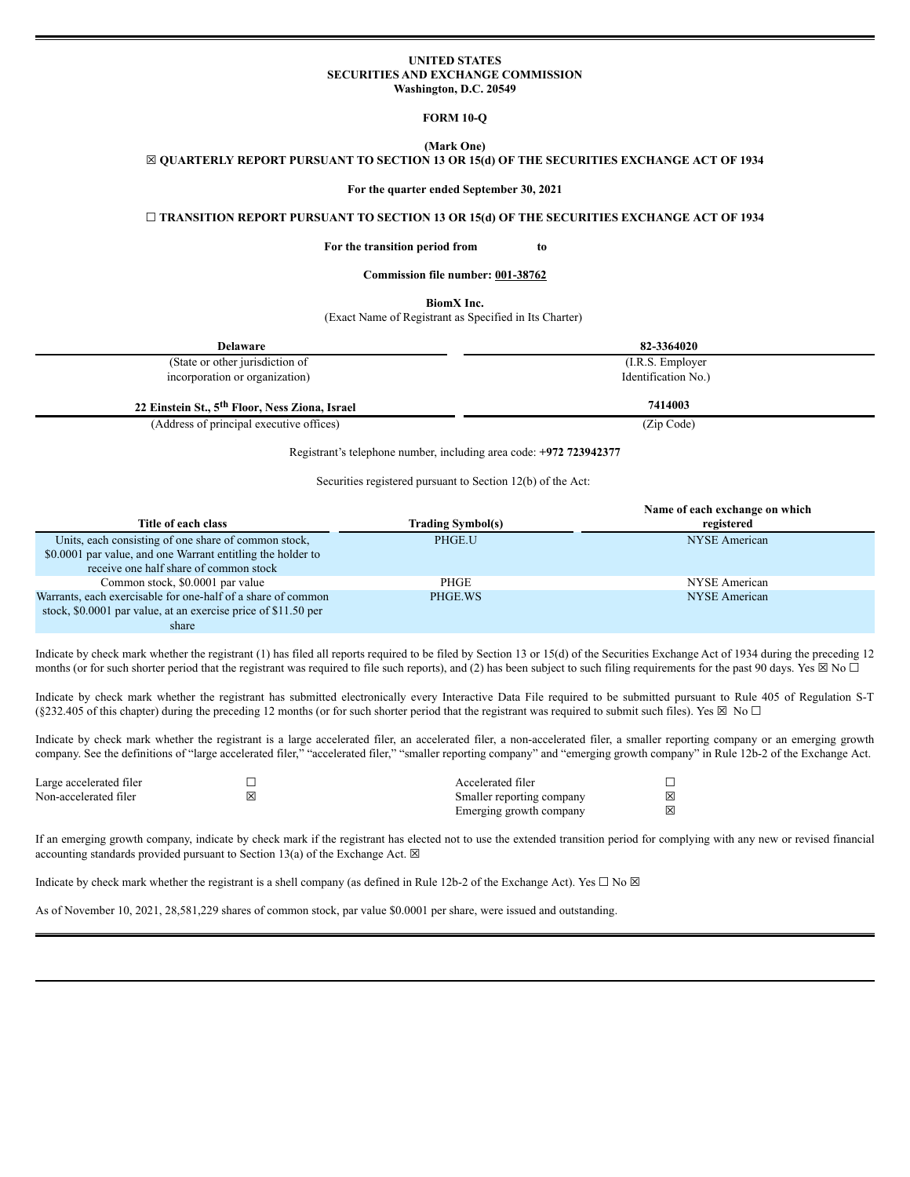**UNITED STATES**
**SECURITIES AND EXCHANGE COMMISSION**
**Washington, D.C. 20549**

**FORM 10-Q**

**(Mark One)**

☒ **QUARTERLY REPORT PURSUANT TO SECTION 13 OR 15(d) OF THE SECURITIES EXCHANGE ACT OF 1934**

**For the quarter ended September 30, 2021**

☐ **TRANSITION REPORT PURSUANT TO SECTION 13 OR 15(d) OF THE SECURITIES EXCHANGE ACT OF 1934**

**For the transition period from to**

**Commission file number: 001-38762**

**BiomX Inc.**

(Exact Name of Registrant as Specified in Its Charter)

| **Delaware** | **82-3364020** |
|---|---|
| (State or other jurisdiction of incorporation or organization) | (I.R.S. Employer Identification No.) |
| **22 Einstein St., 5th Floor, Ness Ziona, Israel** | **7414003** |
| (Address of principal executive offices) | (Zip Code) |

Registrant's telephone number, including area code: **+972 723942377**

Securities registered pursuant to Section 12(b) of the Act:

| Title of each class | Trading Symbol(s) | Name of each exchange on which registered |
|---|---|---|
| Units, each consisting of one share of common stock, $0.0001 par value, and one Warrant entitling the holder to receive one half share of common stock | PHGE.U | NYSE American |
| Common stock, $0.0001 par value | PHGE | NYSE American |
| Warrants, each exercisable for one-half of a share of common stock, $0.0001 par value, at an exercise price of $11.50 per share | PHGE.WS | NYSE American |

Indicate by check mark whether the registrant (1) has filed all reports required to be filed by Section 13 or 15(d) of the Securities Exchange Act of 1934 during the preceding 12 months (or for such shorter period that the registrant was required to file such reports), and (2) has been subject to such filing requirements for the past 90 days. Yes ☒ No ☐

Indicate by check mark whether the registrant has submitted electronically every Interactive Data File required to be submitted pursuant to Rule 405 of Regulation S-T (§232.405 of this chapter) during the preceding 12 months (or for such shorter period that the registrant was required to submit such files). Yes ☒ No ☐

Indicate by check mark whether the registrant is a large accelerated filer, an accelerated filer, a non-accelerated filer, a smaller reporting company or an emerging growth company. See the definitions of "large accelerated filer," "accelerated filer," "smaller reporting company" and "emerging growth company" in Rule 12b-2 of the Exchange Act.

| | | | |
|---|---|---|---|
| Large accelerated filer | ☐ | Accelerated filer | ☐ |
| Non-accelerated filer | ☒ | Smaller reporting company | ☒ |
| | | Emerging growth company | ☒ |

If an emerging growth company, indicate by check mark if the registrant has elected not to use the extended transition period for complying with any new or revised financial accounting standards provided pursuant to Section 13(a) of the Exchange Act. ☒

Indicate by check mark whether the registrant is a shell company (as defined in Rule 12b-2 of the Exchange Act). Yes ☐ No ☒

As of November 10, 2021, 28,581,229 shares of common stock, par value $0.0001 per share, were issued and outstanding.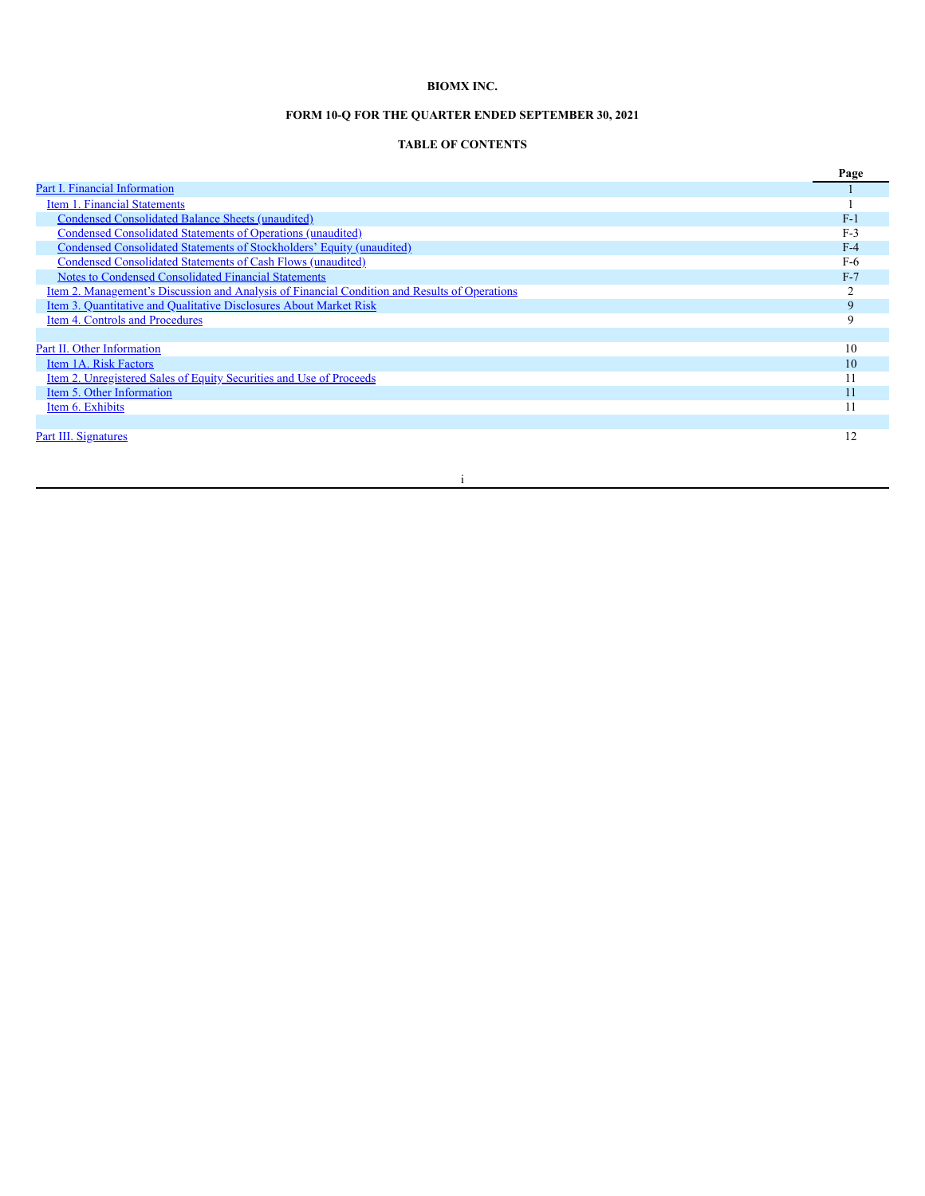**BIOMX INC.**

**FORM 10-Q FOR THE QUARTER ENDED SEPTEMBER 30, 2021**

**TABLE OF CONTENTS**

| | Page |
|---|---|
| Part I. Financial Information | 1 |
| Item 1. Financial Statements | 1 |
| Condensed Consolidated Balance Sheets (unaudited) | F-1 |
| Condensed Consolidated Statements of Operations (unaudited) | F-3 |
| Condensed Consolidated Statements of Stockholders' Equity (unaudited) | F-4 |
| Condensed Consolidated Statements of Cash Flows (unaudited) | F-6 |
| Notes to Condensed Consolidated Financial Statements | F-7 |
| Item 2. Management's Discussion and Analysis of Financial Condition and Results of Operations | 2 |
| Item 3. Quantitative and Qualitative Disclosures About Market Risk | 9 |
| Item 4. Controls and Procedures | 9 |
| | |
| Part II. Other Information | 10 |
| Item 1A. Risk Factors | 10 |
| Item 2. Unregistered Sales of Equity Securities and Use of Proceeds | 11 |
| Item 5. Other Information | 11 |
| Item 6. Exhibits | 11 |
| | |
| Part III. Signatures | 12 |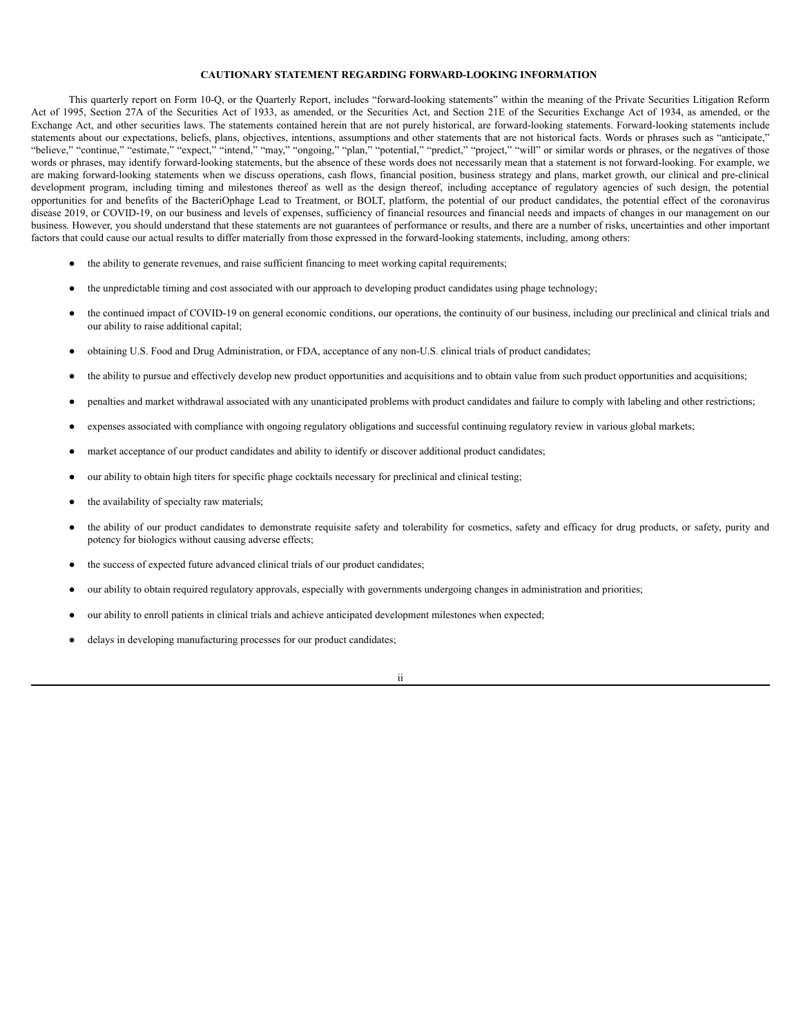## CAUTIONARY STATEMENT REGARDING FORWARD-LOOKING INFORMATION

This quarterly report on Form 10-Q, or the Quarterly Report, includes "forward-looking statements" within the meaning of the Private Securities Litigation Reform Act of 1995, Section 27A of the Securities Act of 1933, as amended, or the Securities Act, and Section 21E of the Securities Exchange Act of 1934, as amended, or the Exchange Act, and other securities laws. The statements contained herein that are not purely historical, are forward-looking statements. Forward-looking statements include statements about our expectations, beliefs, plans, objectives, intentions, assumptions and other statements that are not historical facts. Words or phrases such as "anticipate," "believe," "continue," "estimate," "expect," "intend," "may," "ongoing," "plan," "potential," "predict," "project," "will" or similar words or phrases, or the negatives of those words or phrases, may identify forward-looking statements, but the absence of these words does not necessarily mean that a statement is not forward-looking. For example, we are making forward-looking statements when we discuss operations, cash flows, financial position, business strategy and plans, market growth, our clinical and pre-clinical development program, including timing and milestones thereof as well as the design thereof, including acceptance of regulatory agencies of such design, the potential opportunities for and benefits of the BacteriOphage Lead to Treatment, or BOLT, platform, the potential of our product candidates, the potential effect of the coronavirus disease 2019, or COVID-19, on our business and levels of expenses, sufficiency of financial resources and financial needs and impacts of changes in our management on our business. However, you should understand that these statements are not guarantees of performance or results, and there are a number of risks, uncertainties and other important factors that could cause our actual results to differ materially from those expressed in the forward-looking statements, including, among others:

- the ability to generate revenues, and raise sufficient financing to meet working capital requirements;
- the unpredictable timing and cost associated with our approach to developing product candidates using phage technology;
- the continued impact of COVID-19 on general economic conditions, our operations, the continuity of our business, including our preclinical and clinical trials and our ability to raise additional capital;
- obtaining U.S. Food and Drug Administration, or FDA, acceptance of any non-U.S. clinical trials of product candidates;
- the ability to pursue and effectively develop new product opportunities and acquisitions and to obtain value from such product opportunities and acquisitions;
- penalties and market withdrawal associated with any unanticipated problems with product candidates and failure to comply with labeling and other restrictions;
- expenses associated with compliance with ongoing regulatory obligations and successful continuing regulatory review in various global markets;
- market acceptance of our product candidates and ability to identify or discover additional product candidates;
- our ability to obtain high titers for specific phage cocktails necessary for preclinical and clinical testing;
- the availability of specialty raw materials;
- the ability of our product candidates to demonstrate requisite safety and tolerability for cosmetics, safety and efficacy for drug products, or safety, purity and potency for biologics without causing adverse effects;
- the success of expected future advanced clinical trials of our product candidates;
- our ability to obtain required regulatory approvals, especially with governments undergoing changes in administration and priorities;
- our ability to enroll patients in clinical trials and achieve anticipated development milestones when expected;
- delays in developing manufacturing processes for our product candidates;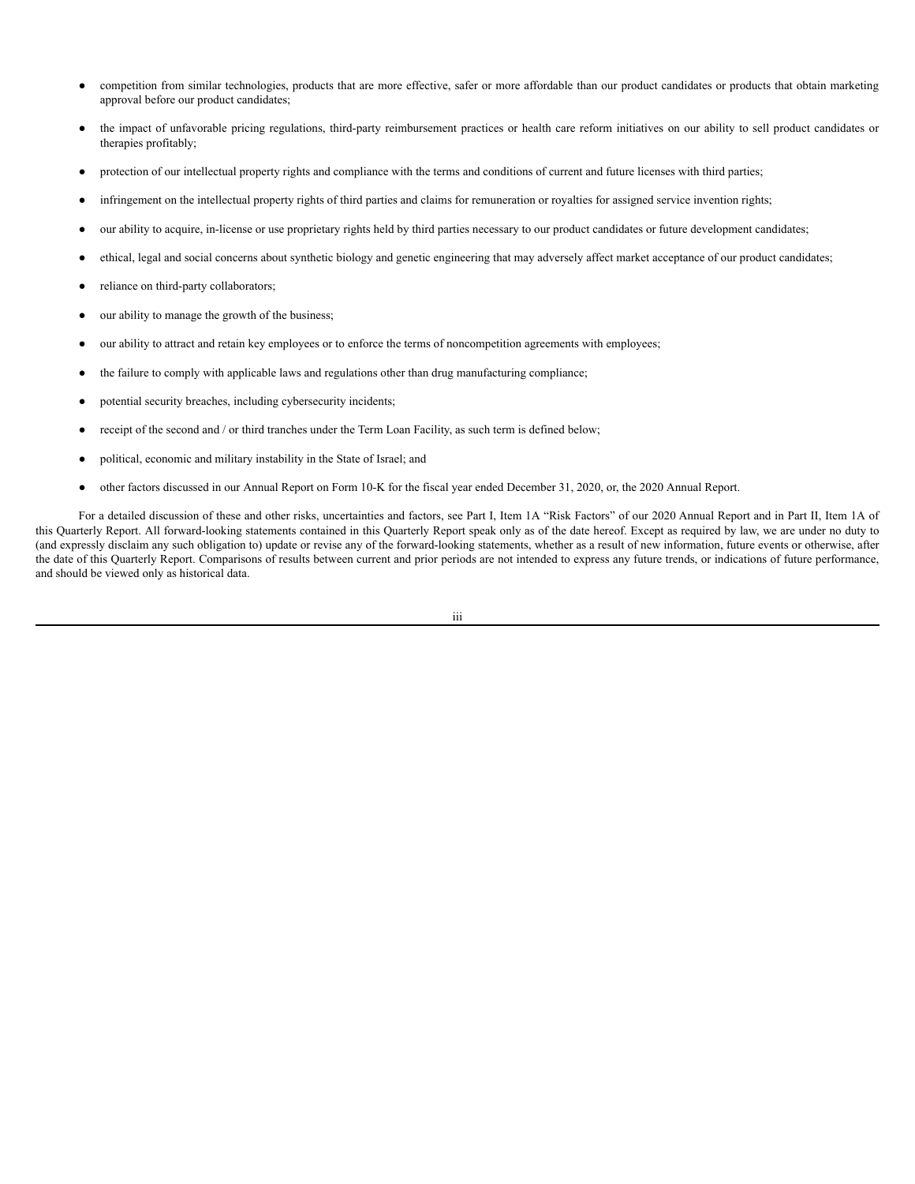- competition from similar technologies, products that are more effective, safer or more affordable than our product candidates or products that obtain marketing approval before our product candidates;
- the impact of unfavorable pricing regulations, third-party reimbursement practices or health care reform initiatives on our ability to sell product candidates or therapies profitably;
- protection of our intellectual property rights and compliance with the terms and conditions of current and future licenses with third parties;
- infringement on the intellectual property rights of third parties and claims for remuneration or royalties for assigned service invention rights;
- our ability to acquire, in-license or use proprietary rights held by third parties necessary to our product candidates or future development candidates;
- ethical, legal and social concerns about synthetic biology and genetic engineering that may adversely affect market acceptance of our product candidates;
- reliance on third-party collaborators;
- our ability to manage the growth of the business;
- our ability to attract and retain key employees or to enforce the terms of noncompetition agreements with employees;
- the failure to comply with applicable laws and regulations other than drug manufacturing compliance;
- potential security breaches, including cybersecurity incidents;
- receipt of the second and / or third tranches under the Term Loan Facility, as such term is defined below;
- political, economic and military instability in the State of Israel; and
- other factors discussed in our Annual Report on Form 10-K for the fiscal year ended December 31, 2020, or, the 2020 Annual Report.

For a detailed discussion of these and other risks, uncertainties and factors, see Part I, Item 1A "Risk Factors" of our 2020 Annual Report and in Part II, Item 1A of this Quarterly Report. All forward-looking statements contained in this Quarterly Report speak only as of the date hereof. Except as required by law, we are under no duty to (and expressly disclaim any such obligation to) update or revise any of the forward-looking statements, whether as a result of new information, future events or otherwise, after the date of this Quarterly Report. Comparisons of results between current and prior periods are not intended to express any future trends, or indications of future performance, and should be viewed only as historical data.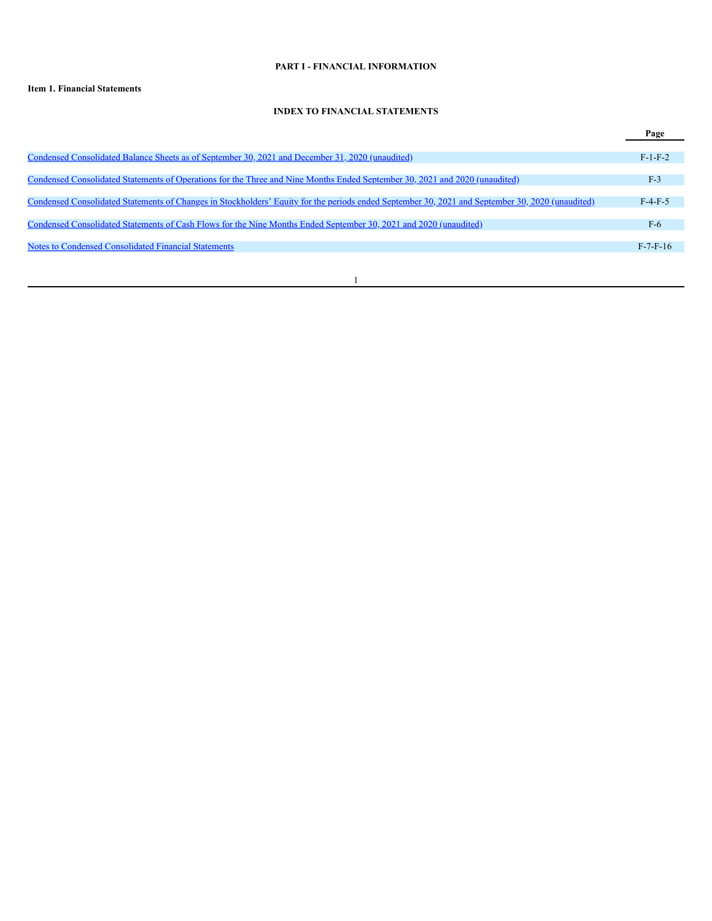**PART I - FINANCIAL INFORMATION**

**Item 1. Financial Statements**

**INDEX TO FINANCIAL STATEMENTS**

| | Page |
|---|---|
| Condensed Consolidated Balance Sheets as of September 30, 2021 and December 31, 2020 (unaudited) | F-1-F-2 |
| Condensed Consolidated Statements of Operations for the Three and Nine Months Ended September 30, 2021 and 2020 (unaudited) | F-3 |
| Condensed Consolidated Statements of Changes in Stockholders' Equity for the periods ended September 30, 2021 and September 30, 2020 (unaudited) | F-4-F-5 |
| Condensed Consolidated Statements of Cash Flows for the Nine Months Ended September 30, 2021 and 2020 (unaudited) | F-6 |
| Notes to Condensed Consolidated Financial Statements | F-7-F-16 |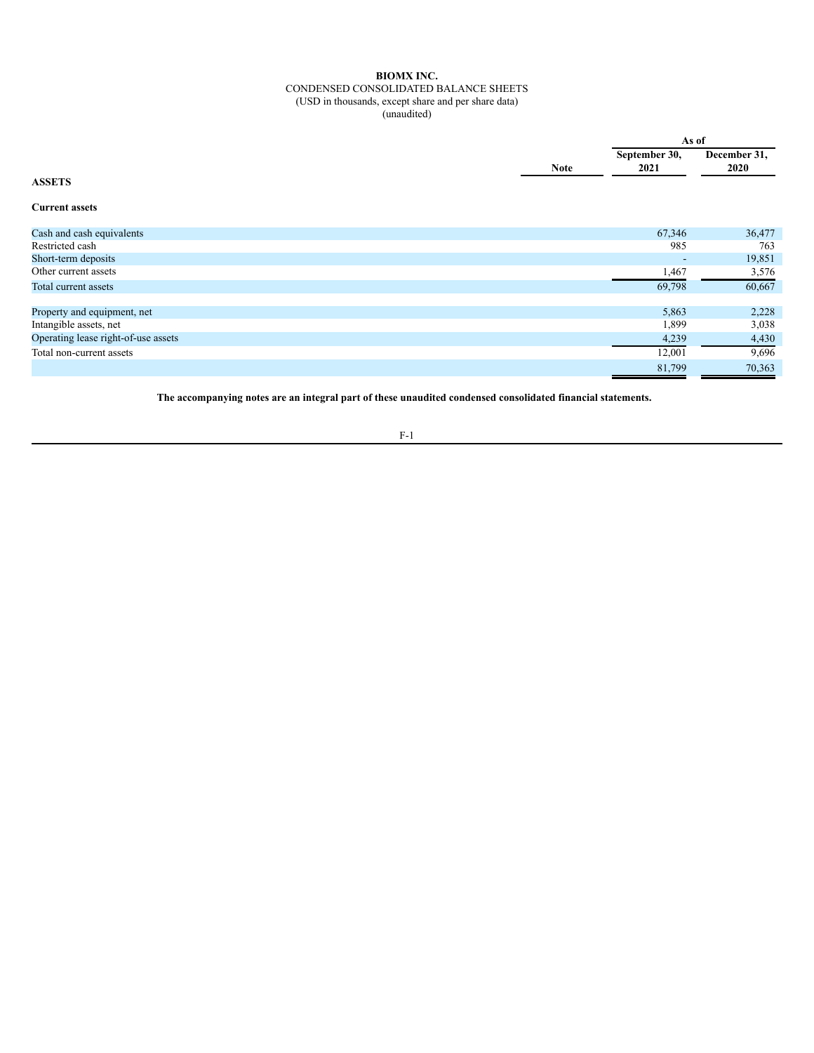**BIOMX INC.**

CONDENSED CONSOLIDATED BALANCE SHEETS

(USD in thousands, except share and per share data)

(unaudited)

| | Note | As of September 30, 2021 | As of December 31, 2020 |
|---|---|---|---|
| **ASSETS** | | | |
| **Current assets** | | | |
| Cash and cash equivalents | | 67,346 | 36,477 |
| Restricted cash | | 985 | 763 |
| Short-term deposits | | - | 19,851 |
| Other current assets | | 1,467 | 3,576 |
| Total current assets | | 69,798 | 60,667 |
| | | | |
| Property and equipment, net | | 5,863 | 2,228 |
| Intangible assets, net | | 1,899 | 3,038 |
| Operating lease right-of-use assets | | 4,239 | 4,430 |
| Total non-current assets | | 12,001 | 9,696 |
| | | 81,799 | 70,363 |

**The accompanying notes are an integral part of these unaudited condensed consolidated financial statements.**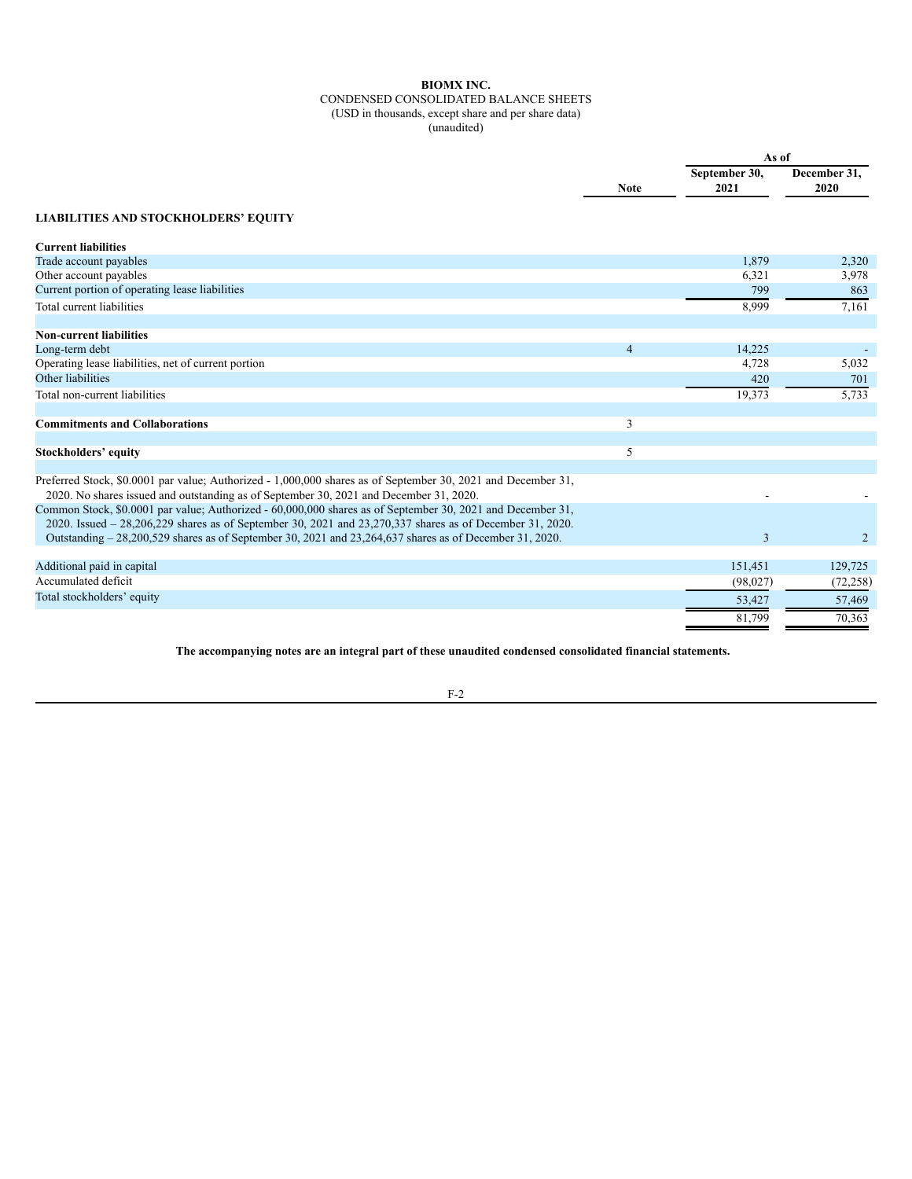**BIOMX INC.**

CONDENSED CONSOLIDATED BALANCE SHEETS

(USD in thousands, except share and per share data)

(unaudited)

| | Note | As of September 30, 2021 | As of December 31, 2020 |
|---|---|---|---|
| **LIABILITIES AND STOCKHOLDERS' EQUITY** | | | |
| **Current liabilities** | | | |
| Trade account payables | | 1,879 | 2,320 |
| Other account payables | | 6,321 | 3,978 |
| Current portion of operating lease liabilities | | 799 | 863 |
| Total current liabilities | | 8,999 | 7,161 |
| | | | |
| **Non-current liabilities** | | | |
| Long-term debt | 4 | 14,225 | - |
| Operating lease liabilities, net of current portion | | 4,728 | 5,032 |
| Other liabilities | | 420 | 701 |
| Total non-current liabilities | | 19,373 | 5,733 |
| | | | |
| **Commitments and Collaborations** | 3 | | |
| | | | |
| **Stockholders' equity** | 5 | | |
| | | | |
| Preferred Stock, $0.0001 par value; Authorized - 1,000,000 shares as of September 30, 2021 and December 31, 2020. No shares issued and outstanding as of September 30, 2021 and December 31, 2020. | | - | - |
| Common Stock, $0.0001 par value; Authorized - 60,000,000 shares as of September 30, 2021 and December 31, 2020. Issued – 28,206,229 shares as of September 30, 2021 and 23,270,337 shares as of December 31, 2020. Outstanding – 28,200,529 shares as of September 30, 2021 and 23,264,637 shares as of December 31, 2020. | | 3 | 2 |
| | | | |
| Additional paid in capital | | 151,451 | 129,725 |
| Accumulated deficit | | (98,027) | (72,258) |
| Total stockholders' equity | | 53,427 | 57,469 |
| | | 81,799 | 70,363 |

**The accompanying notes are an integral part of these unaudited condensed consolidated financial statements.**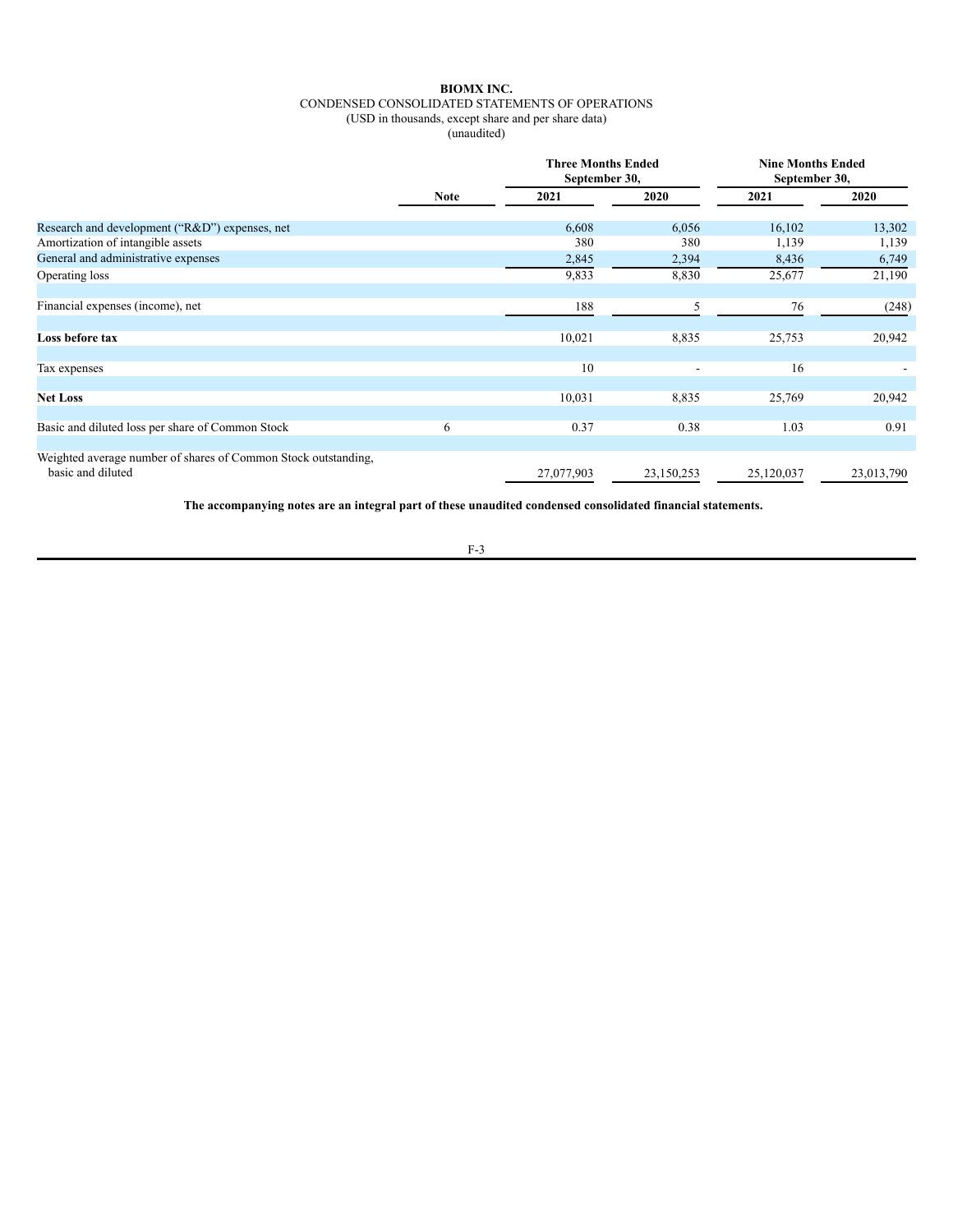**BIOMX INC.**

CONDENSED CONSOLIDATED STATEMENTS OF OPERATIONS

(USD in thousands, except share and per share data)

(unaudited)

| | Note | Three Months Ended September 30, | | Nine Months Ended September 30, | |
|---|---|---|---|---|---|
| | | 2021 | 2020 | 2021 | 2020 |
| Research and development (“R&D”) expenses, net | | 6,608 | 6,056 | 16,102 | 13,302 |
| Amortization of intangible assets | | 380 | 380 | 1,139 | 1,139 |
| General and administrative expenses | | 2,845 | 2,394 | 8,436 | 6,749 |
| Operating loss | | 9,833 | 8,830 | 25,677 | 21,190 |
| | | | | | |
| Financial expenses (income), net | | 188 | 5 | 76 | (248) |
| | | | | | |
| **Loss before tax** | | 10,021 | 8,835 | 25,753 | 20,942 |
| | | | | | |
| Tax expenses | | 10 | - | 16 | - |
| | | | | | |
| **Net Loss** | | 10,031 | 8,835 | 25,769 | 20,942 |
| | | | | | |
| Basic and diluted loss per share of Common Stock | 6 | 0.37 | 0.38 | 1.03 | 0.91 |
| | | | | | |
| Weighted average number of shares of Common Stock outstanding, basic and diluted | | 27,077,903 | 23,150,253 | 25,120,037 | 23,013,790 |

**The accompanying notes are an integral part of these unaudited condensed consolidated financial statements.**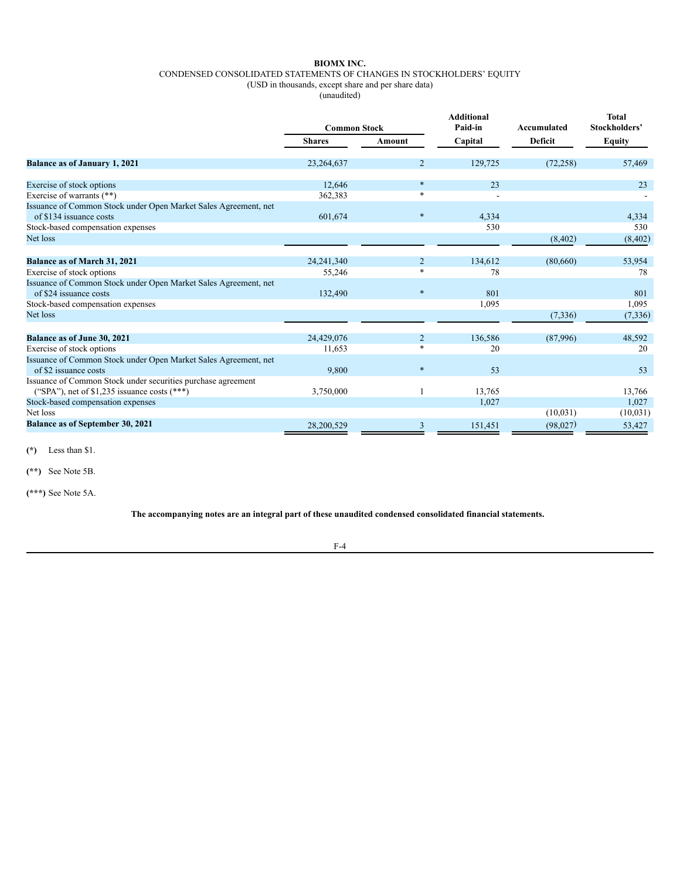**BIOMX INC.**

CONDENSED CONSOLIDATED STATEMENTS OF CHANGES IN STOCKHOLDERS' EQUITY

(USD in thousands, except share and per share data)

(unaudited)

| | Common Stock | | Additional Paid-in | Accumulated | Total Stockholders' |
|---|---|---|---|---|---|
| | Shares | Amount | Capital | Deficit | Equity |
| **Balance as of January 1, 2021** | 23,264,637 | 2 | 129,725 | (72,258) | 57,469 |
| Exercise of stock options | 12,646 | * | 23 | | 23 |
| Exercise of warrants (**) | 362,383 | * | - | | - |
| Issuance of Common Stock under Open Market Sales Agreement, net of $134 issuance costs | 601,674 | * | 4,334 | | 4,334 |
| Stock-based compensation expenses | | | 530 | | 530 |
| Net loss | | | | (8,402) | (8,402) |
| **Balance as of March 31, 2021** | 24,241,340 | 2 | 134,612 | (80,660) | 53,954 |
| Exercise of stock options | 55,246 | * | 78 | | 78 |
| Issuance of Common Stock under Open Market Sales Agreement, net of $24 issuance costs | 132,490 | * | 801 | | 801 |
| Stock-based compensation expenses | | | 1,095 | | 1,095 |
| Net loss | | | | (7,336) | (7,336) |
| **Balance as of June 30, 2021** | 24,429,076 | 2 | 136,586 | (87,996) | 48,592 |
| Exercise of stock options | 11,653 | * | 20 | | 20 |
| Issuance of Common Stock under Open Market Sales Agreement, net of $2 issuance costs | 9,800 | * | 53 | | 53 |
| Issuance of Common Stock under securities purchase agreement ("SPA"), net of $1,235 issuance costs (***) | 3,750,000 | 1 | 13,765 | | 13,766 |
| Stock-based compensation expenses | | | 1,027 | | 1,027 |
| Net loss | | | | (10,031) | (10,031) |
| **Balance as of September 30, 2021** | 28,200,529 | 3 | 151,451 | (98,027) | 53,427 |

**(*)** Less than $1.

**(**)** See Note 5B.

**(***)** See Note 5A.

**The accompanying notes are an integral part of these unaudited condensed consolidated financial statements.**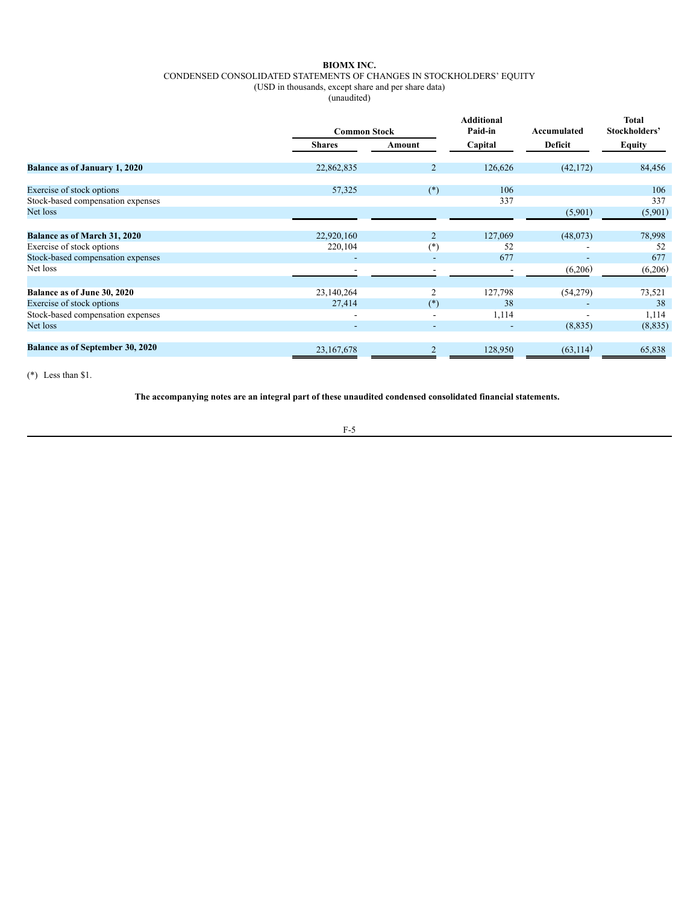**BIOMX INC.**

CONDENSED CONSOLIDATED STATEMENTS OF CHANGES IN STOCKHOLDERS' EQUITY

(USD in thousands, except share and per share data)

(unaudited)

| | Common Stock | | Additional Paid-in | Accumulated | Total Stockholders' |
|---|---|---|---|---|---|
| | Shares | Amount | Capital | Deficit | Equity |
| **Balance as of January 1, 2020** | 22,862,835 | 2 | 126,626 | (42,172) | 84,456 |
| Exercise of stock options | 57,325 | (*) | 106 | | 106 |
| Stock-based compensation expenses | | | 337 | | 337 |
| Net loss | | | | (5,901) | (5,901) |
| **Balance as of March 31, 2020** | 22,920,160 | 2 | 127,069 | (48,073) | 78,998 |
| Exercise of stock options | 220,104 | (*) | 52 | - | 52 |
| Stock-based compensation expenses | - | - | 677 | - | 677 |
| Net loss | - | - | - | (6,206) | (6,206) |
| **Balance as of June 30, 2020** | 23,140,264 | 2 | 127,798 | (54,279) | 73,521 |
| Exercise of stock options | 27,414 | (*) | 38 | - | 38 |
| Stock-based compensation expenses | - | - | 1,114 | - | 1,114 |
| Net loss | - | - | - | (8,835) | (8,835) |
| **Balance as of September 30, 2020** | 23,167,678 | 2 | 128,950 | (63,114) | 65,838 |

(*) Less than $1.

**The accompanying notes are an integral part of these unaudited condensed consolidated financial statements.**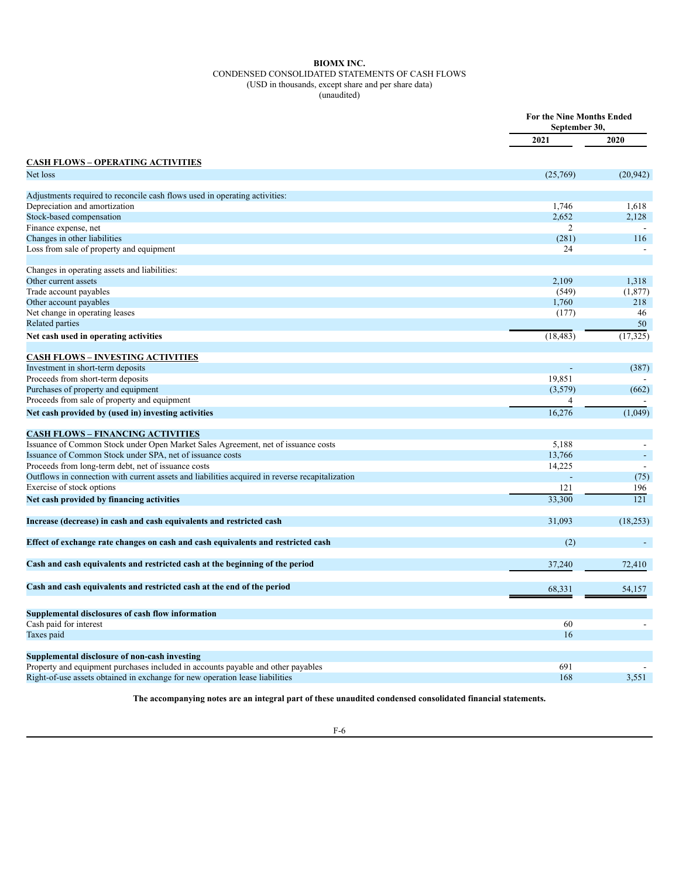**BIOMX INC.**
CONDENSED CONSOLIDATED STATEMENTS OF CASH FLOWS
(USD in thousands, except share and per share data)
(unaudited)

| | For the Nine Months Ended September 30, | |
|---|---|---|
| | 2021 | 2020 |
| **CASH FLOWS – OPERATING ACTIVITIES** | | |
| Net loss | (25,769) | (20,942) |
| | | |
| Adjustments required to reconcile cash flows used in operating activities: | | |
| Depreciation and amortization | 1,746 | 1,618 |
| Stock-based compensation | 2,652 | 2,128 |
| Finance expense, net | 2 | - |
| Changes in other liabilities | (281) | 116 |
| Loss from sale of property and equipment | 24 | - |
| | | |
| Changes in operating assets and liabilities: | | |
| Other current assets | 2,109 | 1,318 |
| Trade account payables | (549) | (1,877) |
| Other account payables | 1,760 | 218 |
| Net change in operating leases | (177) | 46 |
| Related parties | | 50 |
| **Net cash used in operating activities** | (18,483) | (17,325) |
| | | |
| **CASH FLOWS – INVESTING ACTIVITIES** | | |
| Investment in short-term deposits | - | (387) |
| Proceeds from short-term deposits | 19,851 | - |
| Purchases of property and equipment | (3,579) | (662) |
| Proceeds from sale of property and equipment | 4 | - |
| **Net cash provided by (used in) investing activities** | 16,276 | (1,049) |
| | | |
| **CASH FLOWS – FINANCING ACTIVITIES** | | |
| Issuance of Common Stock under Open Market Sales Agreement, net of issuance costs | 5,188 | - |
| Issuance of Common Stock under SPA, net of issuance costs | 13,766 | - |
| Proceeds from long-term debt, net of issuance costs | 14,225 | - |
| Outflows in connection with current assets and liabilities acquired in reverse recapitalization | - | (75) |
| Exercise of stock options | 121 | 196 |
| **Net cash provided by financing activities** | 33,300 | 121 |
| | | |
| **Increase (decrease) in cash and cash equivalents and restricted cash** | 31,093 | (18,253) |
| | | |
| **Effect of exchange rate changes on cash and cash equivalents and restricted cash** | (2) | - |
| | | |
| **Cash and cash equivalents and restricted cash at the beginning of the period** | 37,240 | 72,410 |
| | | |
| **Cash and cash equivalents and restricted cash at the end of the period** | 68,331 | 54,157 |
| | | |
| **Supplemental disclosures of cash flow information** | | |
| Cash paid for interest | 60 | - |
| Taxes paid | 16 | |
| | | |
| **Supplemental disclosure of non-cash investing** | | |
| Property and equipment purchases included in accounts payable and other payables | 691 | - |
| Right-of-use assets obtained in exchange for new operation lease liabilities | 168 | 3,551 |

**The accompanying notes are an integral part of these unaudited condensed consolidated financial statements.**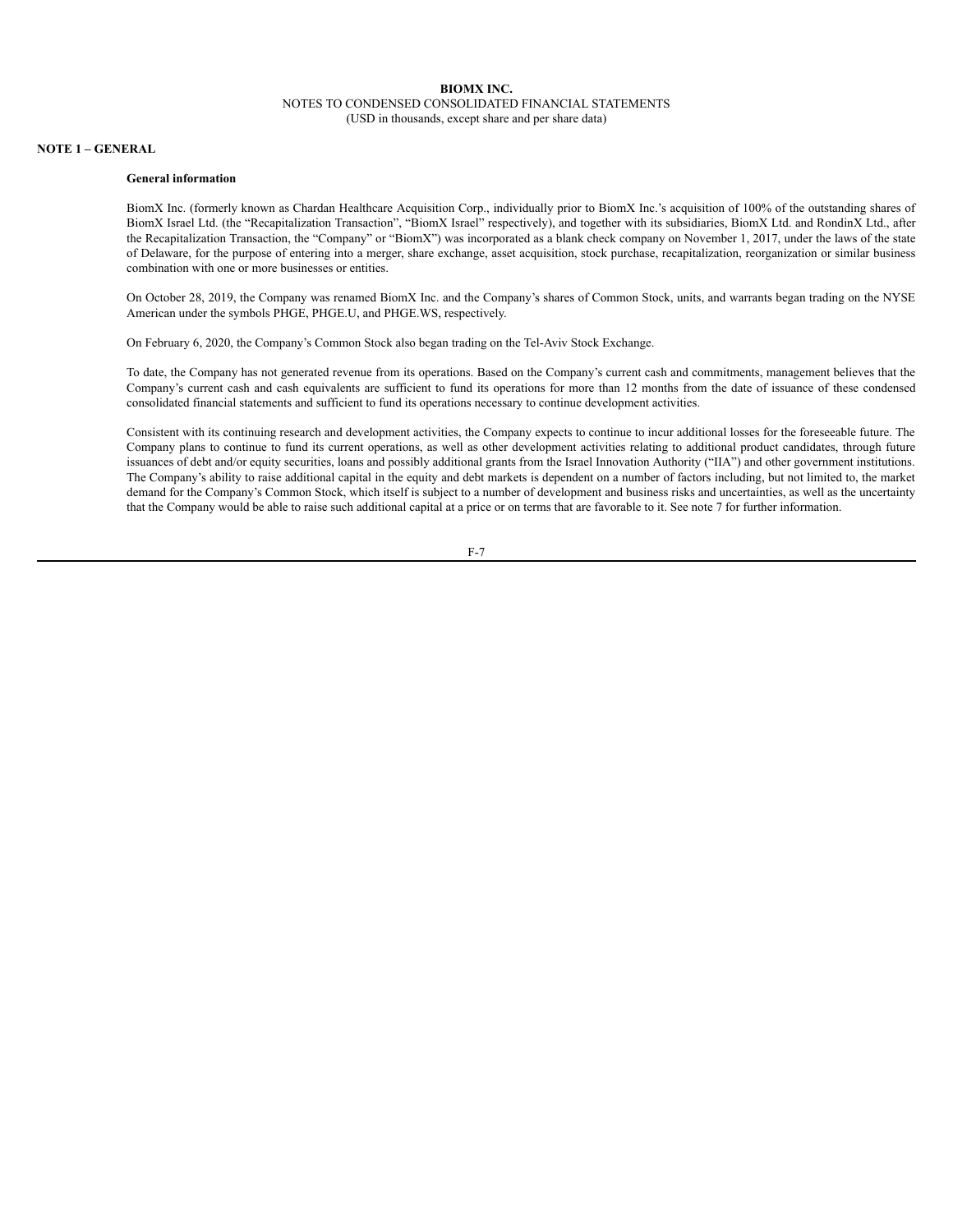**BIOMX INC.**
NOTES TO CONDENSED CONSOLIDATED FINANCIAL STATEMENTS
(USD in thousands, except share and per share data)

## NOTE 1 – GENERAL

### General information

BiomX Inc. (formerly known as Chardan Healthcare Acquisition Corp., individually prior to BiomX Inc.'s acquisition of 100% of the outstanding shares of BiomX Israel Ltd. (the "Recapitalization Transaction", "BiomX Israel" respectively), and together with its subsidiaries, BiomX Ltd. and RondinX Ltd., after the Recapitalization Transaction, the "Company" or "BiomX") was incorporated as a blank check company on November 1, 2017, under the laws of the state of Delaware, for the purpose of entering into a merger, share exchange, asset acquisition, stock purchase, recapitalization, reorganization or similar business combination with one or more businesses or entities.

On October 28, 2019, the Company was renamed BiomX Inc. and the Company's shares of Common Stock, units, and warrants began trading on the NYSE American under the symbols PHGE, PHGE.U, and PHGE.WS, respectively.

On February 6, 2020, the Company's Common Stock also began trading on the Tel-Aviv Stock Exchange.

To date, the Company has not generated revenue from its operations. Based on the Company's current cash and commitments, management believes that the Company's current cash and cash equivalents are sufficient to fund its operations for more than 12 months from the date of issuance of these condensed consolidated financial statements and sufficient to fund its operations necessary to continue development activities.

Consistent with its continuing research and development activities, the Company expects to continue to incur additional losses for the foreseeable future. The Company plans to continue to fund its current operations, as well as other development activities relating to additional product candidates, through future issuances of debt and/or equity securities, loans and possibly additional grants from the Israel Innovation Authority ("IIA") and other government institutions. The Company's ability to raise additional capital in the equity and debt markets is dependent on a number of factors including, but not limited to, the market demand for the Company's Common Stock, which itself is subject to a number of development and business risks and uncertainties, as well as the uncertainty that the Company would be able to raise such additional capital at a price or on terms that are favorable to it. See note 7 for further information.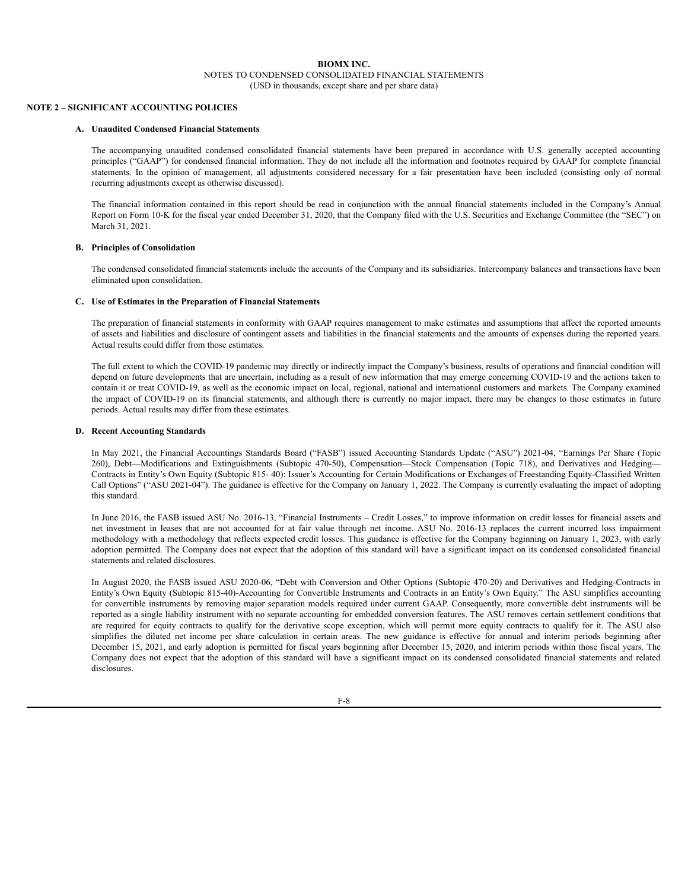**BIOMX INC.**
NOTES TO CONDENSED CONSOLIDATED FINANCIAL STATEMENTS
(USD in thousands, except share and per share data)

## NOTE 2 – SIGNIFICANT ACCOUNTING POLICIES

### A. Unaudited Condensed Financial Statements

The accompanying unaudited condensed consolidated financial statements have been prepared in accordance with U.S. generally accepted accounting principles ("GAAP") for condensed financial information. They do not include all the information and footnotes required by GAAP for complete financial statements. In the opinion of management, all adjustments considered necessary for a fair presentation have been included (consisting only of normal recurring adjustments except as otherwise discussed).

The financial information contained in this report should be read in conjunction with the annual financial statements included in the Company's Annual Report on Form 10-K for the fiscal year ended December 31, 2020, that the Company filed with the U.S. Securities and Exchange Committee (the "SEC") on March 31, 2021.

### B. Principles of Consolidation

The condensed consolidated financial statements include the accounts of the Company and its subsidiaries. Intercompany balances and transactions have been eliminated upon consolidation.

### C. Use of Estimates in the Preparation of Financial Statements

The preparation of financial statements in conformity with GAAP requires management to make estimates and assumptions that affect the reported amounts of assets and liabilities and disclosure of contingent assets and liabilities in the financial statements and the amounts of expenses during the reported years. Actual results could differ from those estimates.

The full extent to which the COVID-19 pandemic may directly or indirectly impact the Company's business, results of operations and financial condition will depend on future developments that are uncertain, including as a result of new information that may emerge concerning COVID-19 and the actions taken to contain it or treat COVID-19, as well as the economic impact on local, regional, national and international customers and markets. The Company examined the impact of COVID-19 on its financial statements, and although there is currently no major impact, there may be changes to those estimates in future periods. Actual results may differ from these estimates.

### D. Recent Accounting Standards

In May 2021, the Financial Accountings Standards Board ("FASB") issued Accounting Standards Update ("ASU") 2021-04, "Earnings Per Share (Topic 260), Debt—Modifications and Extinguishments (Subtopic 470-50), Compensation—Stock Compensation (Topic 718), and Derivatives and Hedging—Contracts in Entity's Own Equity (Subtopic 815- 40): Issuer's Accounting for Certain Modifications or Exchanges of Freestanding Equity-Classified Written Call Options" ("ASU 2021-04"). The guidance is effective for the Company on January 1, 2022. The Company is currently evaluating the impact of adopting this standard.

In June 2016, the FASB issued ASU No. 2016-13, "Financial Instruments – Credit Losses," to improve information on credit losses for financial assets and net investment in leases that are not accounted for at fair value through net income. ASU No. 2016-13 replaces the current incurred loss impairment methodology with a methodology that reflects expected credit losses. This guidance is effective for the Company beginning on January 1, 2023, with early adoption permitted. The Company does not expect that the adoption of this standard will have a significant impact on its condensed consolidated financial statements and related disclosures.

In August 2020, the FASB issued ASU 2020-06, "Debt with Conversion and Other Options (Subtopic 470-20) and Derivatives and Hedging-Contracts in Entity's Own Equity (Subtopic 815-40)-Accounting for Convertible Instruments and Contracts in an Entity's Own Equity." The ASU simplifies accounting for convertible instruments by removing major separation models required under current GAAP. Consequently, more convertible debt instruments will be reported as a single liability instrument with no separate accounting for embedded conversion features. The ASU removes certain settlement conditions that are required for equity contracts to qualify for the derivative scope exception, which will permit more equity contracts to qualify for it. The ASU also simplifies the diluted net income per share calculation in certain areas. The new guidance is effective for annual and interim periods beginning after December 15, 2021, and early adoption is permitted for fiscal years beginning after December 15, 2020, and interim periods within those fiscal years. The Company does not expect that the adoption of this standard will have a significant impact on its condensed consolidated financial statements and related disclosures.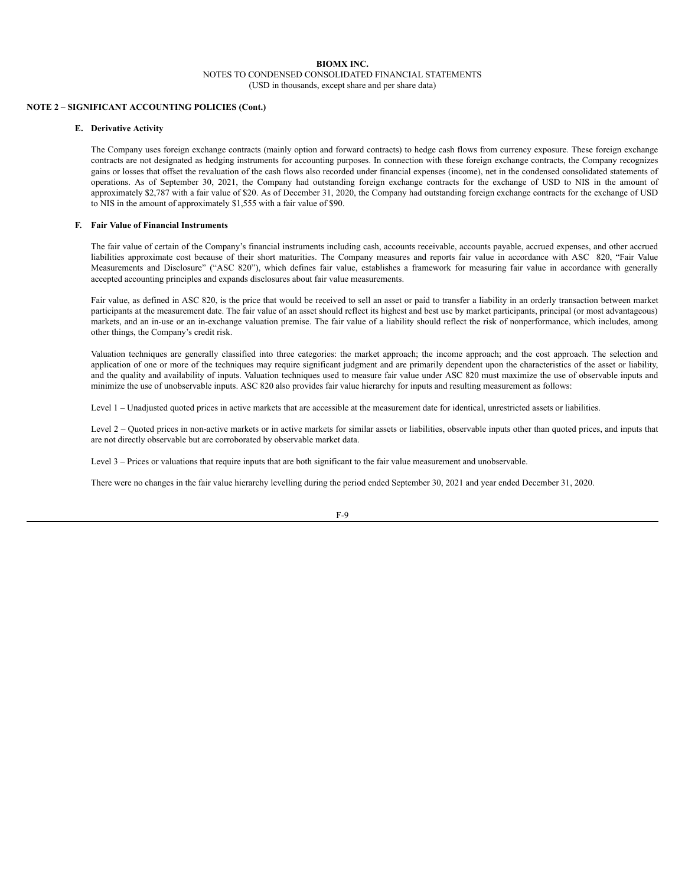## NOTE 2 – SIGNIFICANT ACCOUNTING POLICIES (Cont.)

### E. Derivative Activity

The Company uses foreign exchange contracts (mainly option and forward contracts) to hedge cash flows from currency exposure. These foreign exchange contracts are not designated as hedging instruments for accounting purposes. In connection with these foreign exchange contracts, the Company recognizes gains or losses that offset the revaluation of the cash flows also recorded under financial expenses (income), net in the condensed consolidated statements of operations. As of September 30, 2021, the Company had outstanding foreign exchange contracts for the exchange of USD to NIS in the amount of approximately $2,787 with a fair value of $20. As of December 31, 2020, the Company had outstanding foreign exchange contracts for the exchange of USD to NIS in the amount of approximately $1,555 with a fair value of $90.

### F. Fair Value of Financial Instruments

The fair value of certain of the Company's financial instruments including cash, accounts receivable, accounts payable, accrued expenses, and other accrued liabilities approximate cost because of their short maturities. The Company measures and reports fair value in accordance with ASC 820, "Fair Value Measurements and Disclosure" ("ASC 820"), which defines fair value, establishes a framework for measuring fair value in accordance with generally accepted accounting principles and expands disclosures about fair value measurements.

Fair value, as defined in ASC 820, is the price that would be received to sell an asset or paid to transfer a liability in an orderly transaction between market participants at the measurement date. The fair value of an asset should reflect its highest and best use by market participants, principal (or most advantageous) markets, and an in-use or an in-exchange valuation premise. The fair value of a liability should reflect the risk of nonperformance, which includes, among other things, the Company's credit risk.

Valuation techniques are generally classified into three categories: the market approach; the income approach; and the cost approach. The selection and application of one or more of the techniques may require significant judgment and are primarily dependent upon the characteristics of the asset or liability, and the quality and availability of inputs. Valuation techniques used to measure fair value under ASC 820 must maximize the use of observable inputs and minimize the use of unobservable inputs. ASC 820 also provides fair value hierarchy for inputs and resulting measurement as follows:

Level 1 – Unadjusted quoted prices in active markets that are accessible at the measurement date for identical, unrestricted assets or liabilities.

Level 2 – Quoted prices in non-active markets or in active markets for similar assets or liabilities, observable inputs other than quoted prices, and inputs that are not directly observable but are corroborated by observable market data.

Level 3 – Prices or valuations that require inputs that are both significant to the fair value measurement and unobservable.

There were no changes in the fair value hierarchy levelling during the period ended September 30, 2021 and year ended December 31, 2020.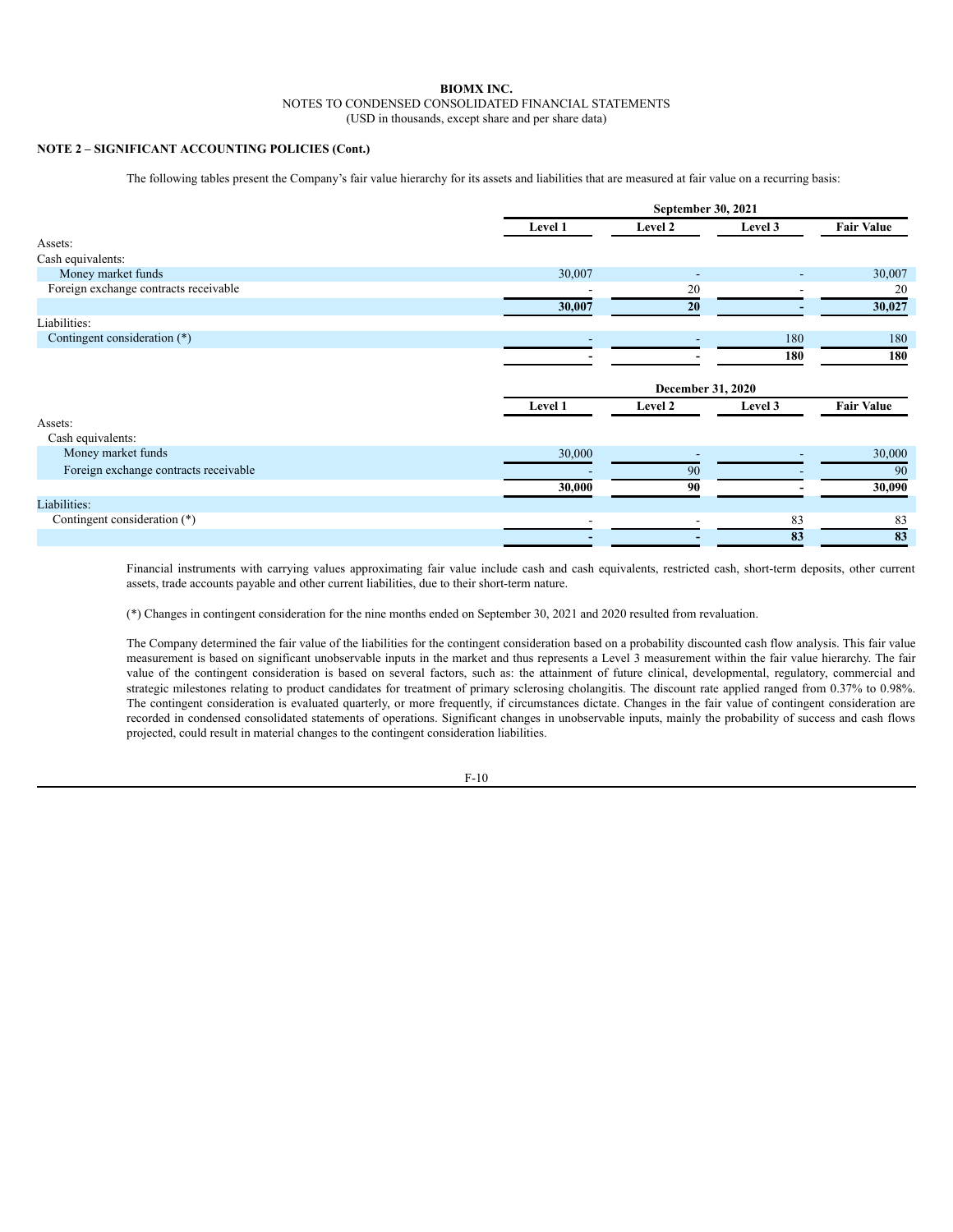**BIOMX INC.**
NOTES TO CONDENSED CONSOLIDATED FINANCIAL STATEMENTS
(USD in thousands, except share and per share data)

**NOTE 2 – SIGNIFICANT ACCOUNTING POLICIES (Cont.)**

The following tables present the Company's fair value hierarchy for its assets and liabilities that are measured at fair value on a recurring basis:

| | September 30, 2021 | | | |
|---|---|---|---|---|
| | Level 1 | Level 2 | Level 3 | Fair Value |
| Assets: | | | | |
| Cash equivalents: | | | | |
| Money market funds | 30,007 | - | - | 30,007 |
| Foreign exchange contracts receivable | - | 20 | - | 20 |
| | **30,007** | **20** | **-** | **30,027** |
| Liabilities: | | | | |
| Contingent consideration (*) | - | - | 180 | 180 |
| | **-** | **-** | **180** | **180** |

| | December 31, 2020 | | | |
|---|---|---|---|---|
| | Level 1 | Level 2 | Level 3 | Fair Value |
| Assets: | | | | |
| Cash equivalents: | | | | |
| Money market funds | 30,000 | - | - | 30,000 |
| Foreign exchange contracts receivable | - | 90 | - | 90 |
| | **30,000** | **90** | **-** | **30,090** |
| Liabilities: | | | | |
| Contingent consideration (*) | - | - | 83 | 83 |
| | **-** | **-** | **83** | **83** |

Financial instruments with carrying values approximating fair value include cash and cash equivalents, restricted cash, short-term deposits, other current assets, trade accounts payable and other current liabilities, due to their short-term nature.

(*) Changes in contingent consideration for the nine months ended on September 30, 2021 and 2020 resulted from revaluation.

The Company determined the fair value of the liabilities for the contingent consideration based on a probability discounted cash flow analysis. This fair value measurement is based on significant unobservable inputs in the market and thus represents a Level 3 measurement within the fair value hierarchy. The fair value of the contingent consideration is based on several factors, such as: the attainment of future clinical, developmental, regulatory, commercial and strategic milestones relating to product candidates for treatment of primary sclerosing cholangitis. The discount rate applied ranged from 0.37% to 0.98%. The contingent consideration is evaluated quarterly, or more frequently, if circumstances dictate. Changes in the fair value of contingent consideration are recorded in condensed consolidated statements of operations. Significant changes in unobservable inputs, mainly the probability of success and cash flows projected, could result in material changes to the contingent consideration liabilities.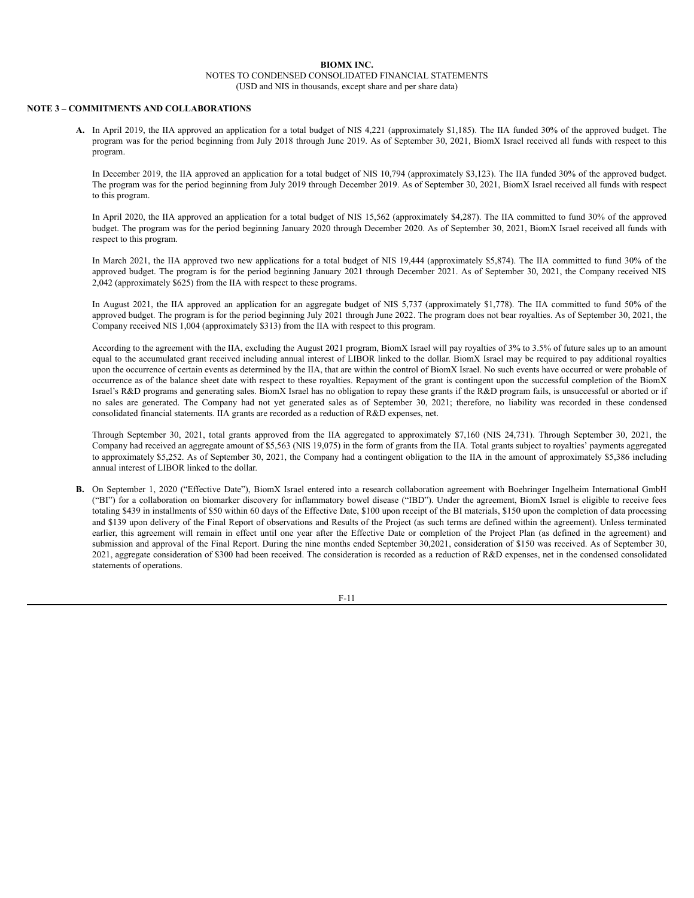## NOTE 3 – COMMITMENTS AND COLLABORATIONS

**A.** In April 2019, the IIA approved an application for a total budget of NIS 4,221 (approximately $1,185). The IIA funded 30% of the approved budget. The program was for the period beginning from July 2018 through June 2019. As of September 30, 2021, BiomX Israel received all funds with respect to this program.

In December 2019, the IIA approved an application for a total budget of NIS 10,794 (approximately $3,123). The IIA funded 30% of the approved budget. The program was for the period beginning from July 2019 through December 2019. As of September 30, 2021, BiomX Israel received all funds with respect to this program.

In April 2020, the IIA approved an application for a total budget of NIS 15,562 (approximately $4,287). The IIA committed to fund 30% of the approved budget. The program was for the period beginning January 2020 through December 2020. As of September 30, 2021, BiomX Israel received all funds with respect to this program.

In March 2021, the IIA approved two new applications for a total budget of NIS 19,444 (approximately $5,874). The IIA committed to fund 30% of the approved budget. The program is for the period beginning January 2021 through December 2021. As of September 30, 2021, the Company received NIS 2,042 (approximately $625) from the IIA with respect to these programs.

In August 2021, the IIA approved an application for an aggregate budget of NIS 5,737 (approximately $1,778). The IIA committed to fund 50% of the approved budget. The program is for the period beginning July 2021 through June 2022. The program does not bear royalties. As of September 30, 2021, the Company received NIS 1,004 (approximately $313) from the IIA with respect to this program.

According to the agreement with the IIA, excluding the August 2021 program, BiomX Israel will pay royalties of 3% to 3.5% of future sales up to an amount equal to the accumulated grant received including annual interest of LIBOR linked to the dollar. BiomX Israel may be required to pay additional royalties upon the occurrence of certain events as determined by the IIA, that are within the control of BiomX Israel. No such events have occurred or were probable of occurrence as of the balance sheet date with respect to these royalties. Repayment of the grant is contingent upon the successful completion of the BiomX Israel's R&D programs and generating sales. BiomX Israel has no obligation to repay these grants if the R&D program fails, is unsuccessful or aborted or if no sales are generated. The Company had not yet generated sales as of September 30, 2021; therefore, no liability was recorded in these condensed consolidated financial statements. IIA grants are recorded as a reduction of R&D expenses, net.

Through September 30, 2021, total grants approved from the IIA aggregated to approximately $7,160 (NIS 24,731). Through September 30, 2021, the Company had received an aggregate amount of $5,563 (NIS 19,075) in the form of grants from the IIA. Total grants subject to royalties' payments aggregated to approximately $5,252. As of September 30, 2021, the Company had a contingent obligation to the IIA in the amount of approximately $5,386 including annual interest of LIBOR linked to the dollar.

**B.** On September 1, 2020 ("Effective Date"), BiomX Israel entered into a research collaboration agreement with Boehringer Ingelheim International GmbH ("BI") for a collaboration on biomarker discovery for inflammatory bowel disease ("IBD"). Under the agreement, BiomX Israel is eligible to receive fees totaling $439 in installments of $50 within 60 days of the Effective Date, $100 upon receipt of the BI materials, $150 upon the completion of data processing and $139 upon delivery of the Final Report of observations and Results of the Project (as such terms are defined within the agreement). Unless terminated earlier, this agreement will remain in effect until one year after the Effective Date or completion of the Project Plan (as defined in the agreement) and submission and approval of the Final Report. During the nine months ended September 30,2021, consideration of $150 was received. As of September 30, 2021, aggregate consideration of $300 had been received. The consideration is recorded as a reduction of R&D expenses, net in the condensed consolidated statements of operations.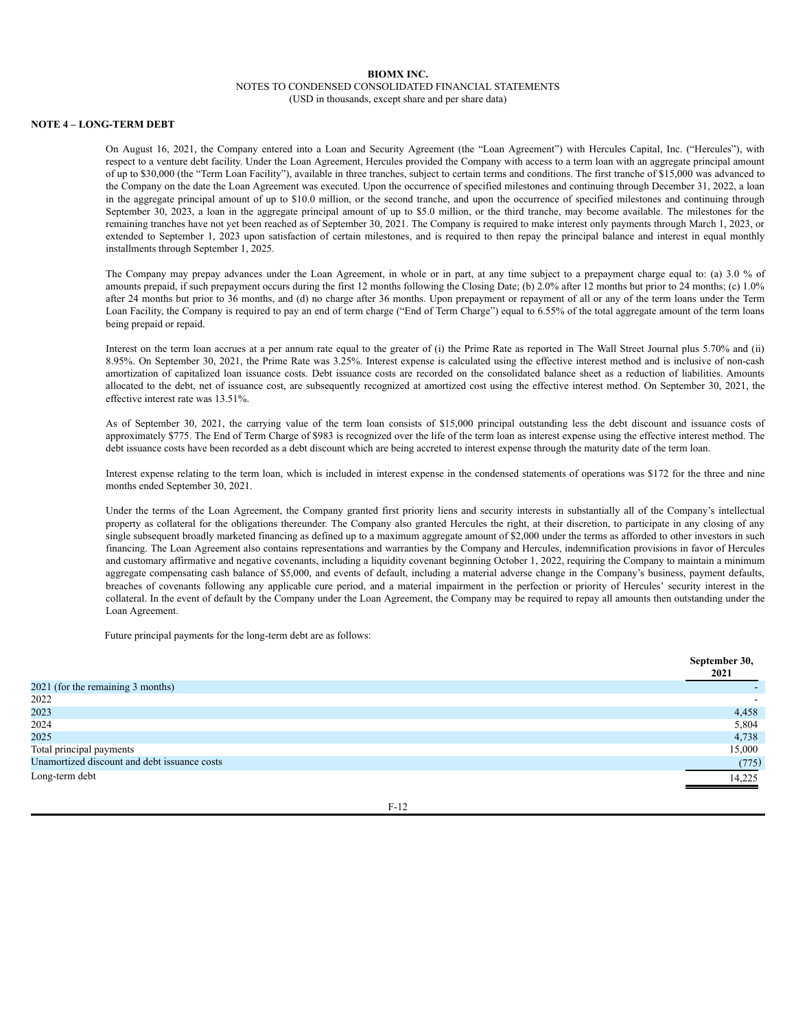# BIOMX INC.

NOTES TO CONDENSED CONSOLIDATED FINANCIAL STATEMENTS

(USD in thousands, except share and per share data)

## NOTE 4 – LONG-TERM DEBT

On August 16, 2021, the Company entered into a Loan and Security Agreement (the "Loan Agreement") with Hercules Capital, Inc. ("Hercules"), with respect to a venture debt facility. Under the Loan Agreement, Hercules provided the Company with access to a term loan with an aggregate principal amount of up to $30,000 (the "Term Loan Facility"), available in three tranches, subject to certain terms and conditions. The first tranche of $15,000 was advanced to the Company on the date the Loan Agreement was executed. Upon the occurrence of specified milestones and continuing through December 31, 2022, a loan in the aggregate principal amount of up to $10.0 million, or the second tranche, and upon the occurrence of specified milestones and continuing through September 30, 2023, a loan in the aggregate principal amount of up to $5.0 million, or the third tranche, may become available. The milestones for the remaining tranches have not yet been reached as of September 30, 2021. The Company is required to make interest only payments through March 1, 2023, or extended to September 1, 2023 upon satisfaction of certain milestones, and is required to then repay the principal balance and interest in equal monthly installments through September 1, 2025.

The Company may prepay advances under the Loan Agreement, in whole or in part, at any time subject to a prepayment charge equal to: (a) 3.0 % of amounts prepaid, if such prepayment occurs during the first 12 months following the Closing Date; (b) 2.0% after 12 months but prior to 24 months; (c) 1.0% after 24 months but prior to 36 months, and (d) no charge after 36 months. Upon prepayment or repayment of all or any of the term loans under the Term Loan Facility, the Company is required to pay an end of term charge ("End of Term Charge") equal to 6.55% of the total aggregate amount of the term loans being prepaid or repaid.

Interest on the term loan accrues at a per annum rate equal to the greater of (i) the Prime Rate as reported in The Wall Street Journal plus 5.70% and (ii) 8.95%. On September 30, 2021, the Prime Rate was 3.25%. Interest expense is calculated using the effective interest method and is inclusive of non-cash amortization of capitalized loan issuance costs. Debt issuance costs are recorded on the consolidated balance sheet as a reduction of liabilities. Amounts allocated to the debt, net of issuance cost, are subsequently recognized at amortized cost using the effective interest method. On September 30, 2021, the effective interest rate was 13.51%.

As of September 30, 2021, the carrying value of the term loan consists of $15,000 principal outstanding less the debt discount and issuance costs of approximately $775. The End of Term Charge of $983 is recognized over the life of the term loan as interest expense using the effective interest method. The debt issuance costs have been recorded as a debt discount which are being accreted to interest expense through the maturity date of the term loan.

Interest expense relating to the term loan, which is included in interest expense in the condensed statements of operations was $172 for the three and nine months ended September 30, 2021.

Under the terms of the Loan Agreement, the Company granted first priority liens and security interests in substantially all of the Company's intellectual property as collateral for the obligations thereunder. The Company also granted Hercules the right, at their discretion, to participate in any closing of any single subsequent broadly marketed financing as defined up to a maximum aggregate amount of $2,000 under the terms as afforded to other investors in such financing. The Loan Agreement also contains representations and warranties by the Company and Hercules, indemnification provisions in favor of Hercules and customary affirmative and negative covenants, including a liquidity covenant beginning October 1, 2022, requiring the Company to maintain a minimum aggregate compensating cash balance of $5,000, and events of default, including a material adverse change in the Company's business, payment defaults, breaches of covenants following any applicable cure period, and a material impairment in the perfection or priority of Hercules' security interest in the collateral. In the event of default by the Company under the Loan Agreement, the Company may be required to repay all amounts then outstanding under the Loan Agreement.

Future principal payments for the long-term debt are as follows:

| | September 30, 2021 |
|---|---|
| 2021 (for the remaining 3 months) | - |
| 2022 | - |
| 2023 | 4,458 |
| 2024 | 5,804 |
| 2025 | 4,738 |
| Total principal payments | 15,000 |
| Unamortized discount and debt issuance costs | (775) |
| Long-term debt | 14,225 |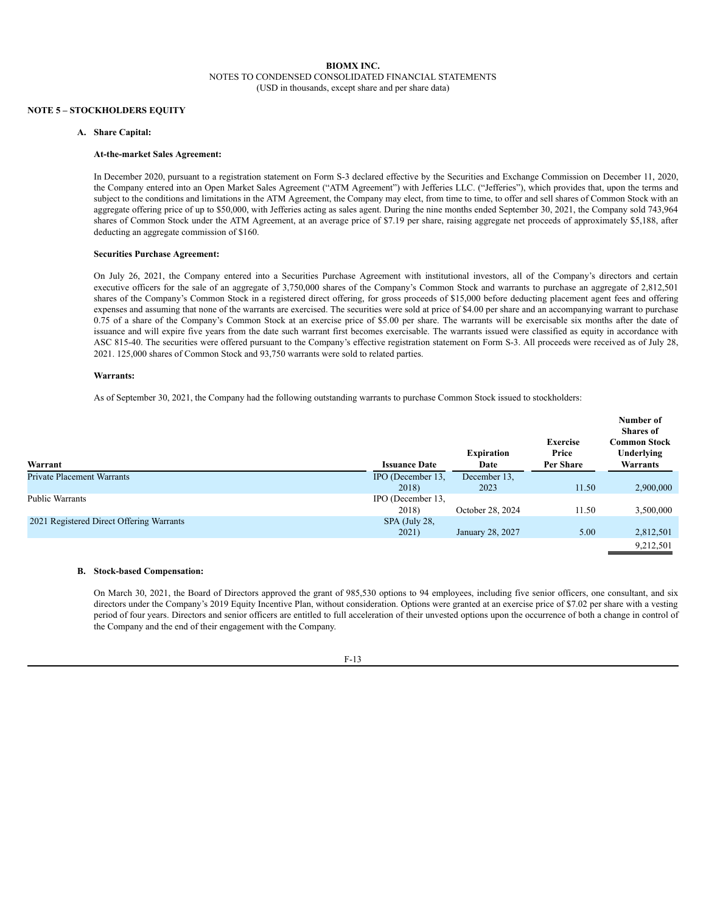**BIOMX INC.**

NOTES TO CONDENSED CONSOLIDATED FINANCIAL STATEMENTS

(USD in thousands, except share and per share data)

## NOTE 5 – STOCKHOLDERS EQUITY

### A. Share Capital:

**At-the-market Sales Agreement:**

In December 2020, pursuant to a registration statement on Form S-3 declared effective by the Securities and Exchange Commission on December 11, 2020, the Company entered into an Open Market Sales Agreement ("ATM Agreement") with Jefferies LLC. ("Jefferies"), which provides that, upon the terms and subject to the conditions and limitations in the ATM Agreement, the Company may elect, from time to time, to offer and sell shares of Common Stock with an aggregate offering price of up to $50,000, with Jefferies acting as sales agent. During the nine months ended September 30, 2021, the Company sold 743,964 shares of Common Stock under the ATM Agreement, at an average price of $7.19 per share, raising aggregate net proceeds of approximately $5,188, after deducting an aggregate commission of $160.

**Securities Purchase Agreement:**

On July 26, 2021, the Company entered into a Securities Purchase Agreement with institutional investors, all of the Company's directors and certain executive officers for the sale of an aggregate of 3,750,000 shares of the Company's Common Stock and warrants to purchase an aggregate of 2,812,501 shares of the Company's Common Stock in a registered direct offering, for gross proceeds of $15,000 before deducting placement agent fees and offering expenses and assuming that none of the warrants are exercised. The securities were sold at price of $4.00 per share and an accompanying warrant to purchase 0.75 of a share of the Company's Common Stock at an exercise price of $5.00 per share. The warrants will be exercisable six months after the date of issuance and will expire five years from the date such warrant first becomes exercisable. The warrants issued were classified as equity in accordance with ASC 815-40. The securities were offered pursuant to the Company's effective registration statement on Form S-3. All proceeds were received as of July 28, 2021. 125,000 shares of Common Stock and 93,750 warrants were sold to related parties.

**Warrants:**

As of September 30, 2021, the Company had the following outstanding warrants to purchase Common Stock issued to stockholders:

| Warrant | Issuance Date | Expiration Date | Exercise Price Per Share | Number of Shares of Common Stock Underlying Warrants |
|---|---|---|---|---|
| Private Placement Warrants | IPO (December 13, 2018) | December 13, 2023 | 11.50 | 2,900,000 |
| Public Warrants | IPO (December 13, 2018) | October 28, 2024 | 11.50 | 3,500,000 |
| 2021 Registered Direct Offering Warrants | SPA (July 28, 2021) | January 28, 2027 | 5.00 | 2,812,501 |
| | | | | 9,212,501 |

### B. Stock-based Compensation:

On March 30, 2021, the Board of Directors approved the grant of 985,530 options to 94 employees, including five senior officers, one consultant, and six directors under the Company's 2019 Equity Incentive Plan, without consideration. Options were granted at an exercise price of $7.02 per share with a vesting period of four years. Directors and senior officers are entitled to full acceleration of their unvested options upon the occurrence of both a change in control of the Company and the end of their engagement with the Company.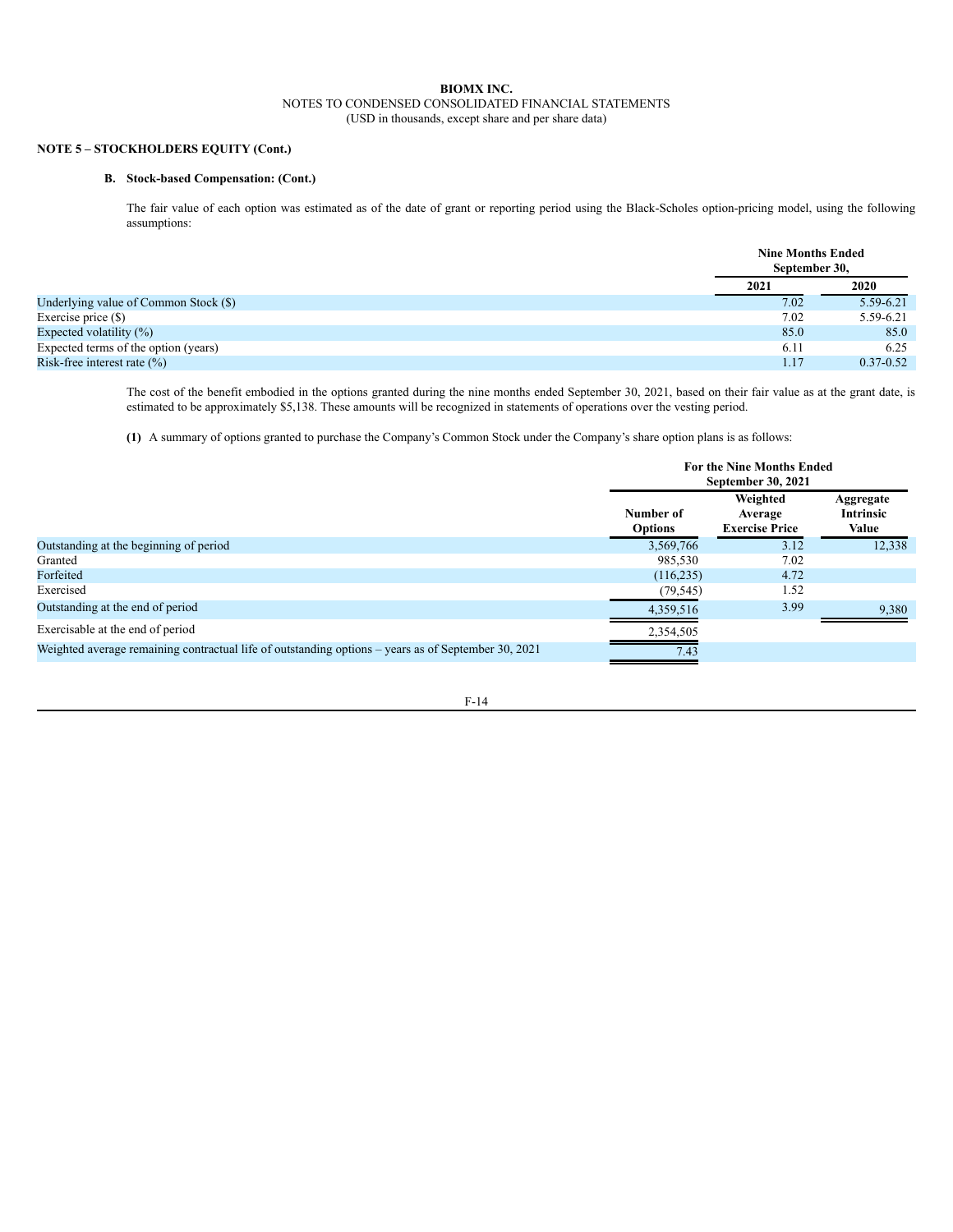**BIOMX INC.**
NOTES TO CONDENSED CONSOLIDATED FINANCIAL STATEMENTS
(USD in thousands, except share and per share data)

**NOTE 5 – STOCKHOLDERS EQUITY (Cont.)**

**B. Stock-based Compensation: (Cont.)**

The fair value of each option was estimated as of the date of grant or reporting period using the Black-Scholes option-pricing model, using the following assumptions:

| | Nine Months Ended September 30, | |
|---|---|---|
| | **2021** | **2020** |
| Underlying value of Common Stock ($) | 7.02 | 5.59-6.21 |
| Exercise price ($) | 7.02 | 5.59-6.21 |
| Expected volatility (%) | 85.0 | 85.0 |
| Expected terms of the option (years) | 6.11 | 6.25 |
| Risk-free interest rate (%) | 1.17 | 0.37-0.52 |

The cost of the benefit embodied in the options granted during the nine months ended September 30, 2021, based on their fair value as at the grant date, is estimated to be approximately $5,138. These amounts will be recognized in statements of operations over the vesting period.

**(1)** A summary of options granted to purchase the Company's Common Stock under the Company's share option plans is as follows:

| | For the Nine Months Ended September 30, 2021 | | |
|---|---|---|---|
| | **Number of Options** | **Weighted Average Exercise Price** | **Aggregate Intrinsic Value** |
| Outstanding at the beginning of period | 3,569,766 | 3.12 | 12,338 |
| Granted | 985,530 | 7.02 | |
| Forfeited | (116,235) | 4.72 | |
| Exercised | (79,545) | 1.52 | |
| Outstanding at the end of period | 4,359,516 | 3.99 | 9,380 |
| Exercisable at the end of period | 2,354,505 | | |
| Weighted average remaining contractual life of outstanding options – years as of September 30, 2021 | 7.43 | | |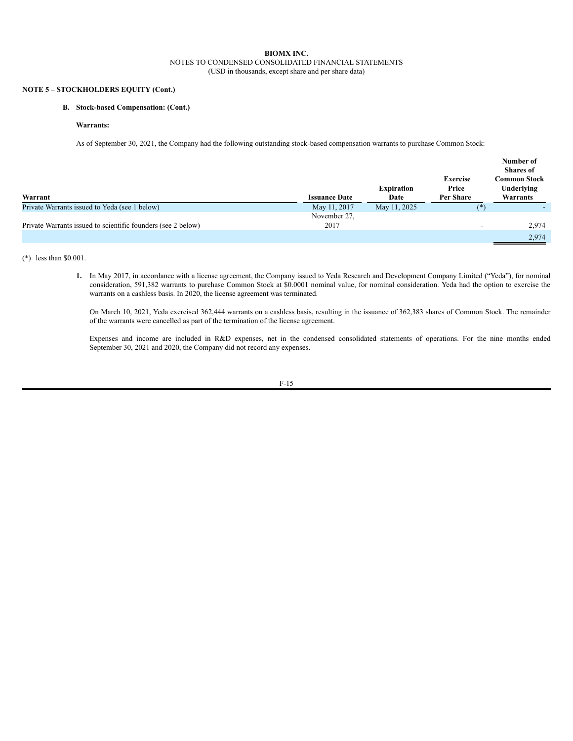**BIOMX INC.**
NOTES TO CONDENSED CONSOLIDATED FINANCIAL STATEMENTS
(USD in thousands, except share and per share data)

**NOTE 5 – STOCKHOLDERS EQUITY (Cont.)**

**B. Stock-based Compensation: (Cont.)**

**Warrants:**

As of September 30, 2021, the Company had the following outstanding stock-based compensation warrants to purchase Common Stock:

| Warrant | Issuance Date | Expiration Date | Exercise Price Per Share | Number of Shares of Common Stock Underlying Warrants |
|---|---|---|---|---|
| Private Warrants issued to Yeda (see 1 below) | May 11, 2017 | May 11, 2025 | (*) | - |
| Private Warrants issued to scientific founders (see 2 below) | November 27, 2017 | | - | 2,974 |
| | | | | 2,974 |

(*) less than $0.001.

1. In May 2017, in accordance with a license agreement, the Company issued to Yeda Research and Development Company Limited ("Yeda"), for nominal consideration, 591,382 warrants to purchase Common Stock at $0.0001 nominal value, for nominal consideration. Yeda had the option to exercise the warrants on a cashless basis. In 2020, the license agreement was terminated.

   On March 10, 2021, Yeda exercised 362,444 warrants on a cashless basis, resulting in the issuance of 362,383 shares of Common Stock. The remainder of the warrants were cancelled as part of the termination of the license agreement.

   Expenses and income are included in R&D expenses, net in the condensed consolidated statements of operations. For the nine months ended September 30, 2021 and 2020, the Company did not record any expenses.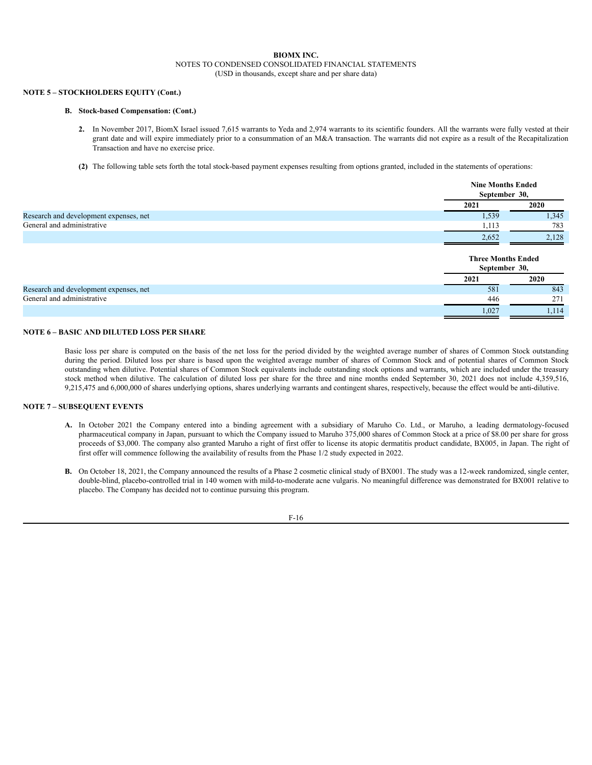**BIOMX INC.**
NOTES TO CONDENSED CONSOLIDATED FINANCIAL STATEMENTS
(USD in thousands, except share and per share data)

**NOTE 5 – STOCKHOLDERS EQUITY (Cont.)**

**B. Stock-based Compensation: (Cont.)**

**2.** In November 2017, BiomX Israel issued 7,615 warrants to Yeda and 2,974 warrants to its scientific founders. All the warrants were fully vested at their grant date and will expire immediately prior to a consummation of an M&A transaction. The warrants did not expire as a result of the Recapitalization Transaction and have no exercise price.

**(2)** The following table sets forth the total stock-based payment expenses resulting from options granted, included in the statements of operations:

| | Nine Months Ended September 30, | |
|---|---|---|
| | 2021 | 2020 |
| Research and development expenses, net | 1,539 | 1,345 |
| General and administrative | 1,113 | 783 |
| | 2,652 | 2,128 |

| | Three Months Ended September 30, | |
|---|---|---|
| | 2021 | 2020 |
| Research and development expenses, net | 581 | 843 |
| General and administrative | 446 | 271 |
| | 1,027 | 1,114 |

**NOTE 6 – BASIC AND DILUTED LOSS PER SHARE**

Basic loss per share is computed on the basis of the net loss for the period divided by the weighted average number of shares of Common Stock outstanding during the period. Diluted loss per share is based upon the weighted average number of shares of Common Stock and of potential shares of Common Stock outstanding when dilutive. Potential shares of Common Stock equivalents include outstanding stock options and warrants, which are included under the treasury stock method when dilutive. The calculation of diluted loss per share for the three and nine months ended September 30, 2021 does not include 4,359,516, 9,215,475 and 6,000,000 of shares underlying options, shares underlying warrants and contingent shares, respectively, because the effect would be anti-dilutive.

**NOTE 7 – SUBSEQUENT EVENTS**

**A.** In October 2021 the Company entered into a binding agreement with a subsidiary of Maruho Co. Ltd., or Maruho, a leading dermatology-focused pharmaceutical company in Japan, pursuant to which the Company issued to Maruho 375,000 shares of Common Stock at a price of $8.00 per share for gross proceeds of $3,000. The company also granted Maruho a right of first offer to license its atopic dermatitis product candidate, BX005, in Japan. The right of first offer will commence following the availability of results from the Phase 1/2 study expected in 2022.

**B.** On October 18, 2021, the Company announced the results of a Phase 2 cosmetic clinical study of BX001. The study was a 12-week randomized, single center, double-blind, placebo-controlled trial in 140 women with mild-to-moderate acne vulgaris. No meaningful difference was demonstrated for BX001 relative to placebo. The Company has decided not to continue pursuing this program.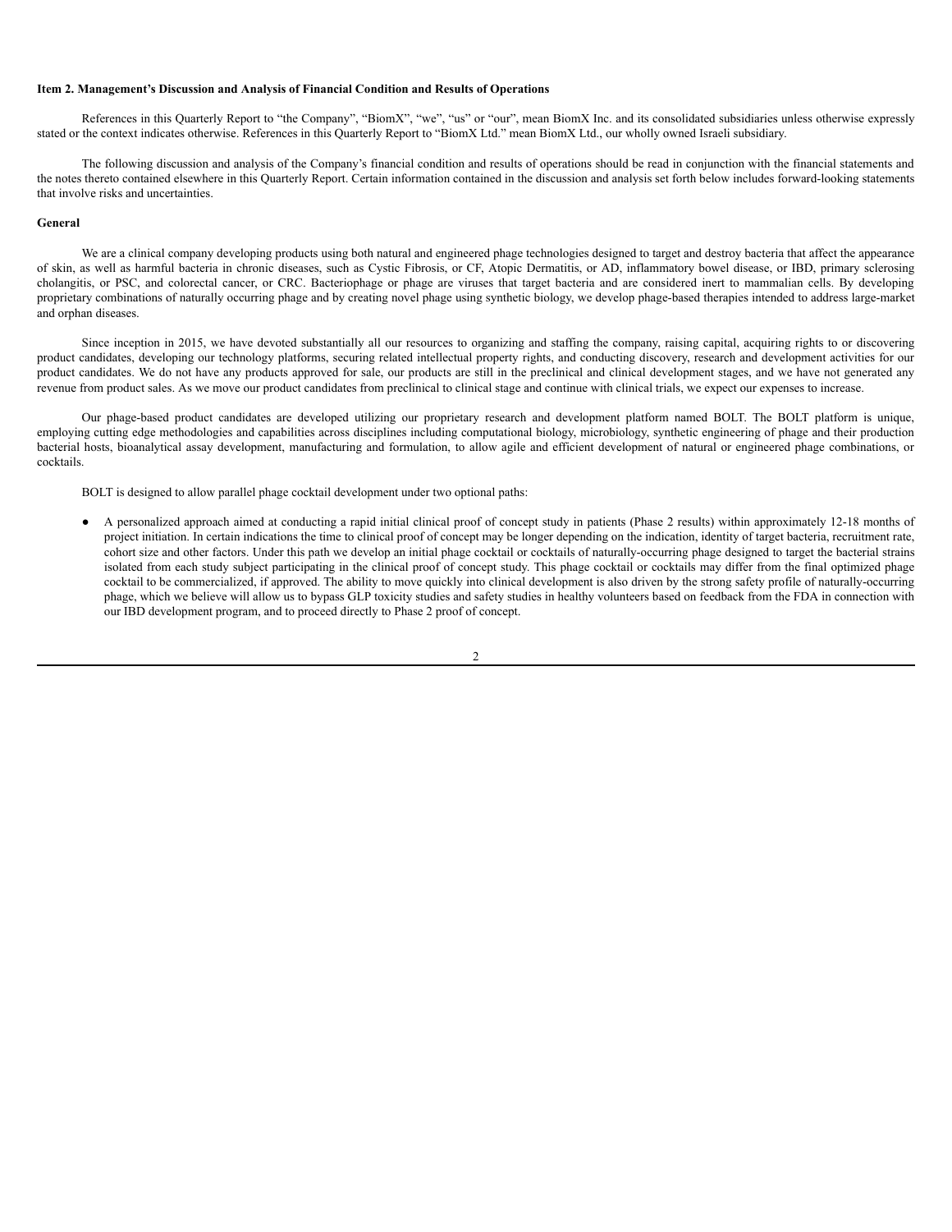**Item 2. Management's Discussion and Analysis of Financial Condition and Results of Operations**

References in this Quarterly Report to "the Company", "BiomX", "we", "us" or "our", mean BiomX Inc. and its consolidated subsidiaries unless otherwise expressly stated or the context indicates otherwise. References in this Quarterly Report to "BiomX Ltd." mean BiomX Ltd., our wholly owned Israeli subsidiary.

The following discussion and analysis of the Company's financial condition and results of operations should be read in conjunction with the financial statements and the notes thereto contained elsewhere in this Quarterly Report. Certain information contained in the discussion and analysis set forth below includes forward-looking statements that involve risks and uncertainties.

**General**

We are a clinical company developing products using both natural and engineered phage technologies designed to target and destroy bacteria that affect the appearance of skin, as well as harmful bacteria in chronic diseases, such as Cystic Fibrosis, or CF, Atopic Dermatitis, or AD, inflammatory bowel disease, or IBD, primary sclerosing cholangitis, or PSC, and colorectal cancer, or CRC. Bacteriophage or phage are viruses that target bacteria and are considered inert to mammalian cells. By developing proprietary combinations of naturally occurring phage and by creating novel phage using synthetic biology, we develop phage-based therapies intended to address large-market and orphan diseases.

Since inception in 2015, we have devoted substantially all our resources to organizing and staffing the company, raising capital, acquiring rights to or discovering product candidates, developing our technology platforms, securing related intellectual property rights, and conducting discovery, research and development activities for our product candidates. We do not have any products approved for sale, our products are still in the preclinical and clinical development stages, and we have not generated any revenue from product sales. As we move our product candidates from preclinical to clinical stage and continue with clinical trials, we expect our expenses to increase.

Our phage-based product candidates are developed utilizing our proprietary research and development platform named BOLT. The BOLT platform is unique, employing cutting edge methodologies and capabilities across disciplines including computational biology, microbiology, synthetic engineering of phage and their production bacterial hosts, bioanalytical assay development, manufacturing and formulation, to allow agile and efficient development of natural or engineered phage combinations, or cocktails.

BOLT is designed to allow parallel phage cocktail development under two optional paths:

- A personalized approach aimed at conducting a rapid initial clinical proof of concept study in patients (Phase 2 results) within approximately 12-18 months of project initiation. In certain indications the time to clinical proof of concept may be longer depending on the indication, identity of target bacteria, recruitment rate, cohort size and other factors. Under this path we develop an initial phage cocktail or cocktails of naturally-occurring phage designed to target the bacterial strains isolated from each study subject participating in the clinical proof of concept study. This phage cocktail or cocktails may differ from the final optimized phage cocktail to be commercialized, if approved. The ability to move quickly into clinical development is also driven by the strong safety profile of naturally-occurring phage, which we believe will allow us to bypass GLP toxicity studies and safety studies in healthy volunteers based on feedback from the FDA in connection with our IBD development program, and to proceed directly to Phase 2 proof of concept.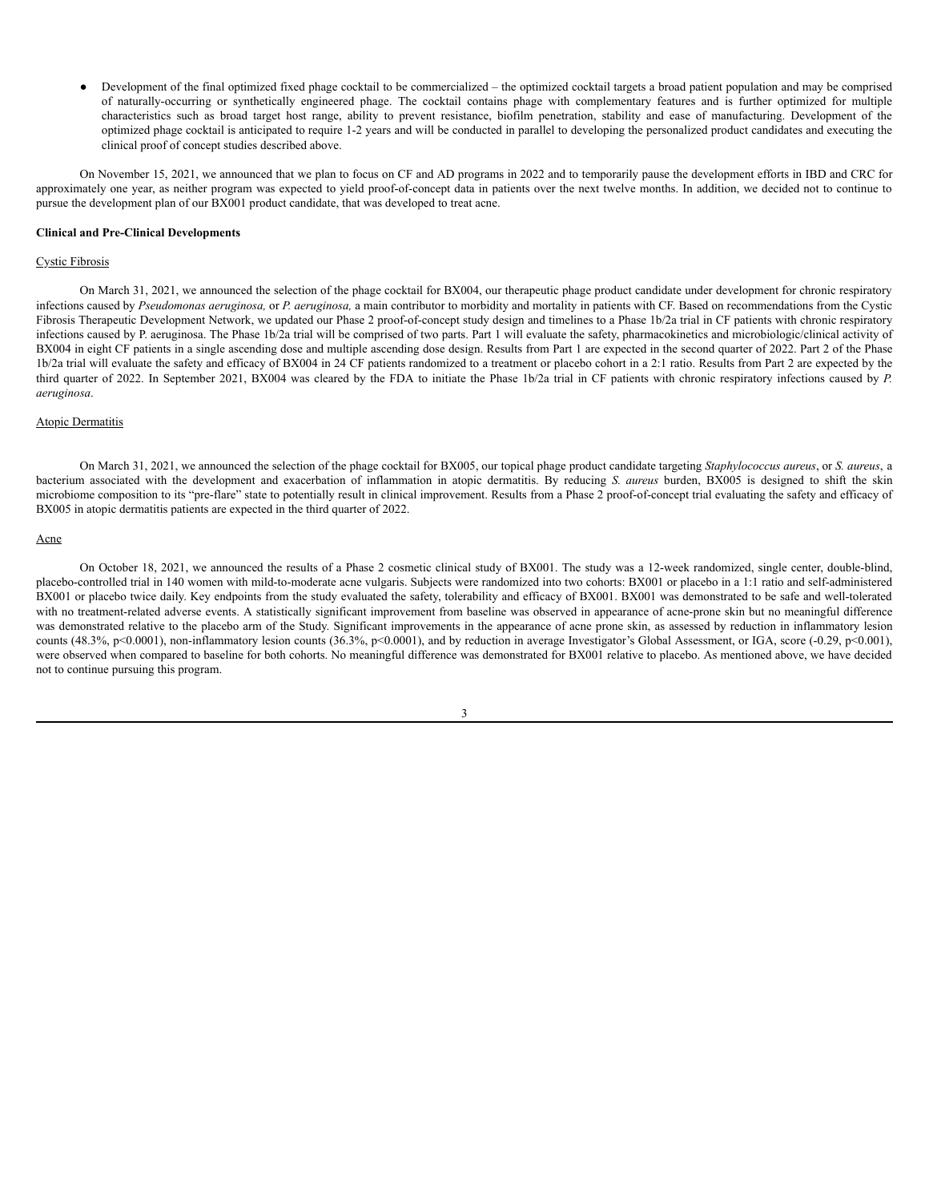- Development of the final optimized fixed phage cocktail to be commercialized – the optimized cocktail targets a broad patient population and may be comprised of naturally-occurring or synthetically engineered phage. The cocktail contains phage with complementary features and is further optimized for multiple characteristics such as broad target host range, ability to prevent resistance, biofilm penetration, stability and ease of manufacturing. Development of the optimized phage cocktail is anticipated to require 1-2 years and will be conducted in parallel to developing the personalized product candidates and executing the clinical proof of concept studies described above.

On November 15, 2021, we announced that we plan to focus on CF and AD programs in 2022 and to temporarily pause the development efforts in IBD and CRC for approximately one year, as neither program was expected to yield proof-of-concept data in patients over the next twelve months. In addition, we decided not to continue to pursue the development plan of our BX001 product candidate, that was developed to treat acne.

**Clinical and Pre-Clinical Developments**

Cystic Fibrosis

On March 31, 2021, we announced the selection of the phage cocktail for BX004, our therapeutic phage product candidate under development for chronic respiratory infections caused by *Pseudomonas aeruginosa,* or *P. aeruginosa,* a main contributor to morbidity and mortality in patients with CF. Based on recommendations from the Cystic Fibrosis Therapeutic Development Network, we updated our Phase 2 proof-of-concept study design and timelines to a Phase 1b/2a trial in CF patients with chronic respiratory infections caused by P. aeruginosa. The Phase 1b/2a trial will be comprised of two parts. Part 1 will evaluate the safety, pharmacokinetics and microbiologic/clinical activity of BX004 in eight CF patients in a single ascending dose and multiple ascending dose design. Results from Part 1 are expected in the second quarter of 2022. Part 2 of the Phase 1b/2a trial will evaluate the safety and efficacy of BX004 in 24 CF patients randomized to a treatment or placebo cohort in a 2:1 ratio. Results from Part 2 are expected by the third quarter of 2022. In September 2021, BX004 was cleared by the FDA to initiate the Phase 1b/2a trial in CF patients with chronic respiratory infections caused by *P. aeruginosa*.

Atopic Dermatitis

On March 31, 2021, we announced the selection of the phage cocktail for BX005, our topical phage product candidate targeting *Staphylococcus aureus*, or *S. aureus*, a bacterium associated with the development and exacerbation of inflammation in atopic dermatitis. By reducing *S. aureus* burden, BX005 is designed to shift the skin microbiome composition to its "pre-flare" state to potentially result in clinical improvement. Results from a Phase 2 proof-of-concept trial evaluating the safety and efficacy of BX005 in atopic dermatitis patients are expected in the third quarter of 2022.

Acne

On October 18, 2021, we announced the results of a Phase 2 cosmetic clinical study of BX001. The study was a 12-week randomized, single center, double-blind, placebo-controlled trial in 140 women with mild-to-moderate acne vulgaris. Subjects were randomized into two cohorts: BX001 or placebo in a 1:1 ratio and self-administered BX001 or placebo twice daily. Key endpoints from the study evaluated the safety, tolerability and efficacy of BX001. BX001 was demonstrated to be safe and well-tolerated with no treatment-related adverse events. A statistically significant improvement from baseline was observed in appearance of acne-prone skin but no meaningful difference was demonstrated relative to the placebo arm of the Study. Significant improvements in the appearance of acne prone skin, as assessed by reduction in inflammatory lesion counts (48.3%, $p<0.0001$), non-inflammatory lesion counts (36.3%, $p<0.0001$), and by reduction in average Investigator's Global Assessment, or IGA, score (-0.29, $p<0.001$), were observed when compared to baseline for both cohorts. No meaningful difference was demonstrated for BX001 relative to placebo. As mentioned above, we have decided not to continue pursuing this program.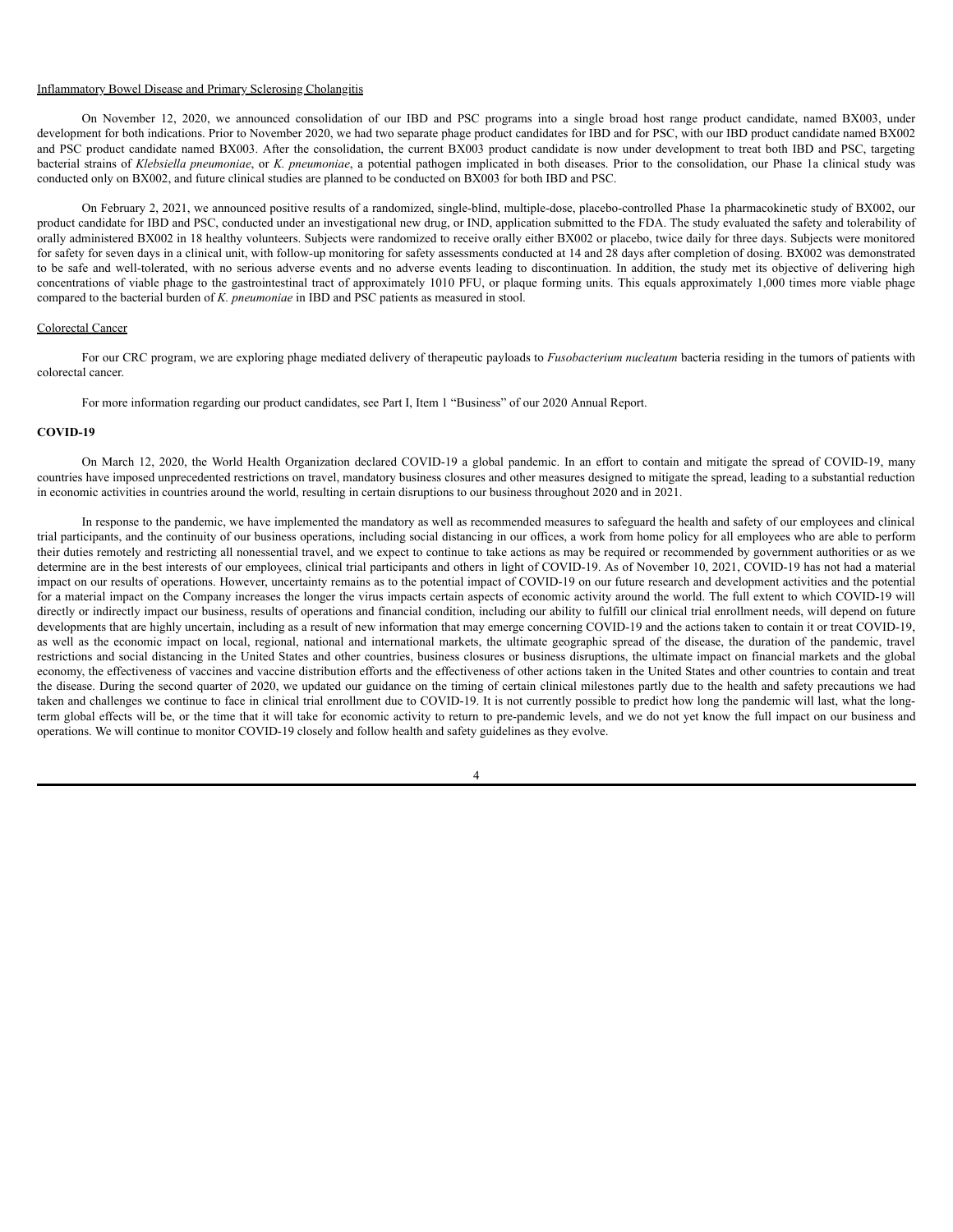Inflammatory Bowel Disease and Primary Sclerosing Cholangitis

On November 12, 2020, we announced consolidation of our IBD and PSC programs into a single broad host range product candidate, named BX003, under development for both indications. Prior to November 2020, we had two separate phage product candidates for IBD and for PSC, with our IBD product candidate named BX002 and PSC product candidate named BX003. After the consolidation, the current BX003 product candidate is now under development to treat both IBD and PSC, targeting bacterial strains of *Klebsiella pneumoniae*, or *K. pneumoniae*, a potential pathogen implicated in both diseases. Prior to the consolidation, our Phase 1a clinical study was conducted only on BX002, and future clinical studies are planned to be conducted on BX003 for both IBD and PSC.

On February 2, 2021, we announced positive results of a randomized, single-blind, multiple-dose, placebo-controlled Phase 1a pharmacokinetic study of BX002, our product candidate for IBD and PSC, conducted under an investigational new drug, or IND, application submitted to the FDA. The study evaluated the safety and tolerability of orally administered BX002 in 18 healthy volunteers. Subjects were randomized to receive orally either BX002 or placebo, twice daily for three days. Subjects were monitored for safety for seven days in a clinical unit, with follow-up monitoring for safety assessments conducted at 14 and 28 days after completion of dosing. BX002 was demonstrated to be safe and well-tolerated, with no serious adverse events and no adverse events leading to discontinuation. In addition, the study met its objective of delivering high concentrations of viable phage to the gastrointestinal tract of approximately 1010 PFU, or plaque forming units. This equals approximately 1,000 times more viable phage compared to the bacterial burden of *K. pneumoniae* in IBD and PSC patients as measured in stool.

Colorectal Cancer

For our CRC program, we are exploring phage mediated delivery of therapeutic payloads to *Fusobacterium nucleatum* bacteria residing in the tumors of patients with colorectal cancer.

For more information regarding our product candidates, see Part I, Item 1 "Business" of our 2020 Annual Report.

**COVID-19**

On March 12, 2020, the World Health Organization declared COVID-19 a global pandemic. In an effort to contain and mitigate the spread of COVID-19, many countries have imposed unprecedented restrictions on travel, mandatory business closures and other measures designed to mitigate the spread, leading to a substantial reduction in economic activities in countries around the world, resulting in certain disruptions to our business throughout 2020 and in 2021.

In response to the pandemic, we have implemented the mandatory as well as recommended measures to safeguard the health and safety of our employees and clinical trial participants, and the continuity of our business operations, including social distancing in our offices, a work from home policy for all employees who are able to perform their duties remotely and restricting all nonessential travel, and we expect to continue to take actions as may be required or recommended by government authorities or as we determine are in the best interests of our employees, clinical trial participants and others in light of COVID-19. As of November 10, 2021, COVID-19 has not had a material impact on our results of operations. However, uncertainty remains as to the potential impact of COVID-19 on our future research and development activities and the potential for a material impact on the Company increases the longer the virus impacts certain aspects of economic activity around the world. The full extent to which COVID-19 will directly or indirectly impact our business, results of operations and financial condition, including our ability to fulfill our clinical trial enrollment needs, will depend on future developments that are highly uncertain, including as a result of new information that may emerge concerning COVID-19 and the actions taken to contain it or treat COVID-19, as well as the economic impact on local, regional, national and international markets, the ultimate geographic spread of the disease, the duration of the pandemic, travel restrictions and social distancing in the United States and other countries, business closures or business disruptions, the ultimate impact on financial markets and the global economy, the effectiveness of vaccines and vaccine distribution efforts and the effectiveness of other actions taken in the United States and other countries to contain and treat the disease. During the second quarter of 2020, we updated our guidance on the timing of certain clinical milestones partly due to the health and safety precautions we had taken and challenges we continue to face in clinical trial enrollment due to COVID-19. It is not currently possible to predict how long the pandemic will last, what the long-term global effects will be, or the time that it will take for economic activity to return to pre-pandemic levels, and we do not yet know the full impact on our business and operations. We will continue to monitor COVID-19 closely and follow health and safety guidelines as they evolve.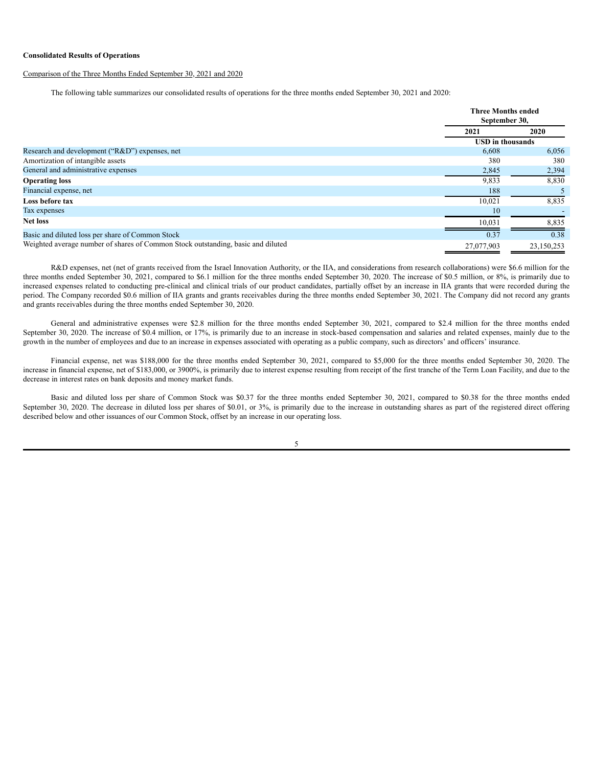**Consolidated Results of Operations**

Comparison of the Three Months Ended September 30, 2021 and 2020

The following table summarizes our consolidated results of operations for the three months ended September 30, 2021 and 2020:

| | Three Months ended September 30, | |
|---|---|---|
| | 2021 | 2020 |
| | USD in thousands | |
| Research and development ("R&D") expenses, net | 6,608 | 6,056 |
| Amortization of intangible assets | 380 | 380 |
| General and administrative expenses | 2,845 | 2,394 |
| **Operating loss** | 9,833 | 8,830 |
| Financial expense, net | 188 | 5 |
| **Loss before tax** | 10,021 | 8,835 |
| Tax expenses | 10 | - |
| **Net loss** | 10,031 | 8,835 |
| Basic and diluted loss per share of Common Stock | 0.37 | 0.38 |
| Weighted average number of shares of Common Stock outstanding, basic and diluted | 27,077,903 | 23,150,253 |

R&D expenses, net (net of grants received from the Israel Innovation Authority, or the IIA, and considerations from research collaborations) were $6.6 million for the three months ended September 30, 2021, compared to $6.1 million for the three months ended September 30, 2020. The increase of $0.5 million, or 8%, is primarily due to increased expenses related to conducting pre-clinical and clinical trials of our product candidates, partially offset by an increase in IIA grants that were recorded during the period. The Company recorded $0.6 million of IIA grants and grants receivables during the three months ended September 30, 2021. The Company did not record any grants and grants receivables during the three months ended September 30, 2020.

General and administrative expenses were $2.8 million for the three months ended September 30, 2021, compared to $2.4 million for the three months ended September 30, 2020. The increase of $0.4 million, or 17%, is primarily due to an increase in stock-based compensation and salaries and related expenses, mainly due to the growth in the number of employees and due to an increase in expenses associated with operating as a public company, such as directors' and officers' insurance.

Financial expense, net was $188,000 for the three months ended September 30, 2021, compared to $5,000 for the three months ended September 30, 2020. The increase in financial expense, net of $183,000, or 3900%, is primarily due to interest expense resulting from receipt of the first tranche of the Term Loan Facility, and due to the decrease in interest rates on bank deposits and money market funds.

Basic and diluted loss per share of Common Stock was $0.37 for the three months ended September 30, 2021, compared to $0.38 for the three months ended September 30, 2020. The decrease in diluted loss per shares of $0.01, or 3%, is primarily due to the increase in outstanding shares as part of the registered direct offering described below and other issuances of our Common Stock, offset by an increase in our operating loss.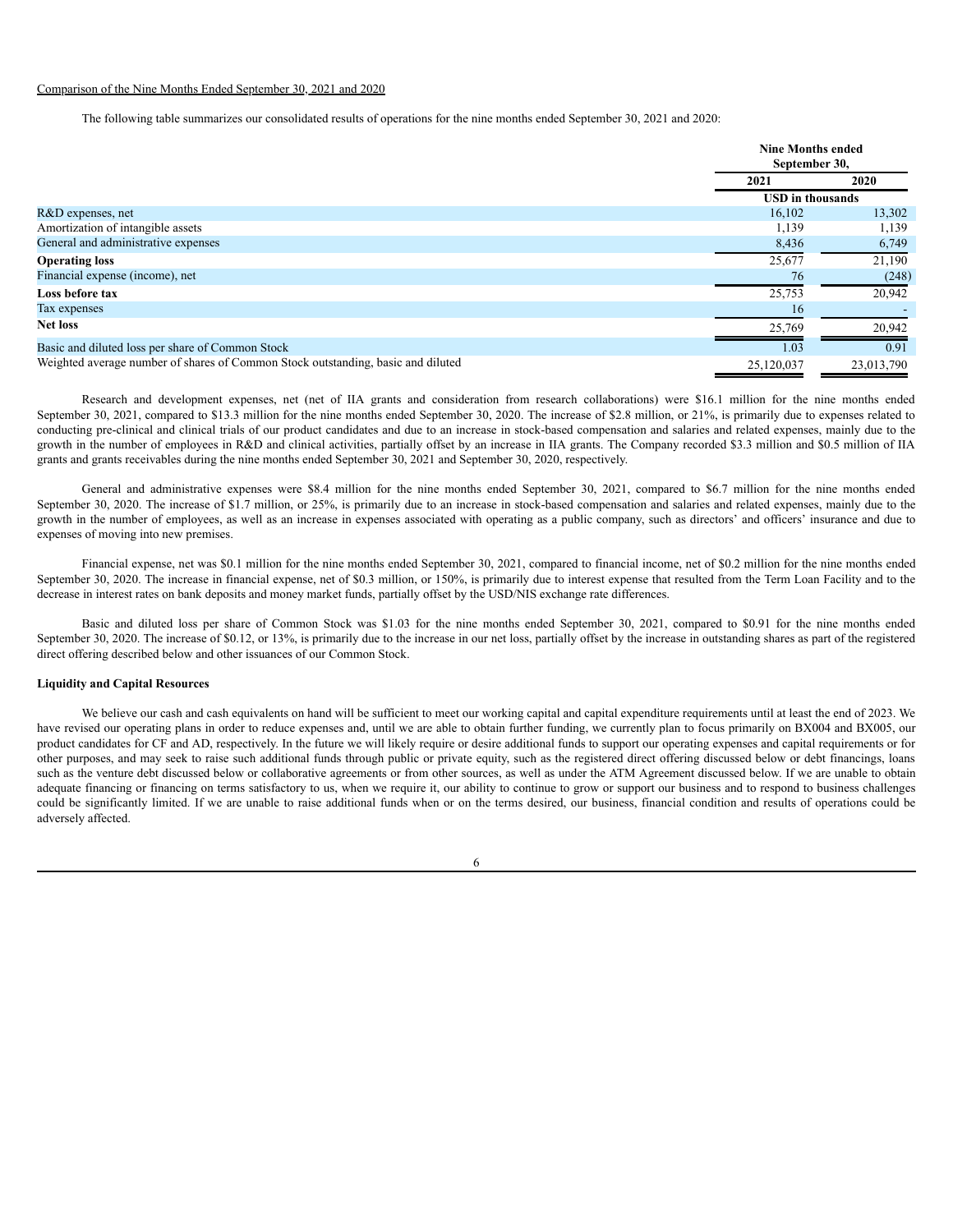Comparison of the Nine Months Ended September 30, 2021 and 2020

The following table summarizes our consolidated results of operations for the nine months ended September 30, 2021 and 2020:

| | Nine Months ended September 30, | |
|---|---|---|
| | 2021 | 2020 |
| | USD in thousands | |
| R&D expenses, net | 16,102 | 13,302 |
| Amortization of intangible assets | 1,139 | 1,139 |
| General and administrative expenses | 8,436 | 6,749 |
| **Operating loss** | 25,677 | 21,190 |
| Financial expense (income), net | 76 | (248) |
| **Loss before tax** | 25,753 | 20,942 |
| Tax expenses | 16 | - |
| **Net loss** | 25,769 | 20,942 |
| Basic and diluted loss per share of Common Stock | 1.03 | 0.91 |
| Weighted average number of shares of Common Stock outstanding, basic and diluted | 25,120,037 | 23,013,790 |

Research and development expenses, net (net of IIA grants and consideration from research collaborations) were $16.1 million for the nine months ended September 30, 2021, compared to $13.3 million for the nine months ended September 30, 2020. The increase of $2.8 million, or 21%, is primarily due to expenses related to conducting pre-clinical and clinical trials of our product candidates and due to an increase in stock-based compensation and salaries and related expenses, mainly due to the growth in the number of employees in R&D and clinical activities, partially offset by an increase in IIA grants. The Company recorded $3.3 million and $0.5 million of IIA grants and grants receivables during the nine months ended September 30, 2021 and September 30, 2020, respectively.

General and administrative expenses were $8.4 million for the nine months ended September 30, 2021, compared to $6.7 million for the nine months ended September 30, 2020. The increase of $1.7 million, or 25%, is primarily due to an increase in stock-based compensation and salaries and related expenses, mainly due to the growth in the number of employees, as well as an increase in expenses associated with operating as a public company, such as directors' and officers' insurance and due to expenses of moving into new premises.

Financial expense, net was $0.1 million for the nine months ended September 30, 2021, compared to financial income, net of $0.2 million for the nine months ended September 30, 2020. The increase in financial expense, net of $0.3 million, or 150%, is primarily due to interest expense that resulted from the Term Loan Facility and to the decrease in interest rates on bank deposits and money market funds, partially offset by the USD/NIS exchange rate differences.

Basic and diluted loss per share of Common Stock was $1.03 for the nine months ended September 30, 2021, compared to $0.91 for the nine months ended September 30, 2020. The increase of $0.12, or 13%, is primarily due to the increase in our net loss, partially offset by the increase in outstanding shares as part of the registered direct offering described below and other issuances of our Common Stock.

**Liquidity and Capital Resources**

We believe our cash and cash equivalents on hand will be sufficient to meet our working capital and capital expenditure requirements until at least the end of 2023. We have revised our operating plans in order to reduce expenses and, until we are able to obtain further funding, we currently plan to focus primarily on BX004 and BX005, our product candidates for CF and AD, respectively. In the future we will likely require or desire additional funds to support our operating expenses and capital requirements or for other purposes, and may seek to raise such additional funds through public or private equity, such as the registered direct offering discussed below or debt financings, loans such as the venture debt discussed below or collaborative agreements or from other sources, as well as under the ATM Agreement discussed below. If we are unable to obtain adequate financing or financing on terms satisfactory to us, when we require it, our ability to continue to grow or support our business and to respond to business challenges could be significantly limited. If we are unable to raise additional funds when or on the terms desired, our business, financial condition and results of operations could be adversely affected.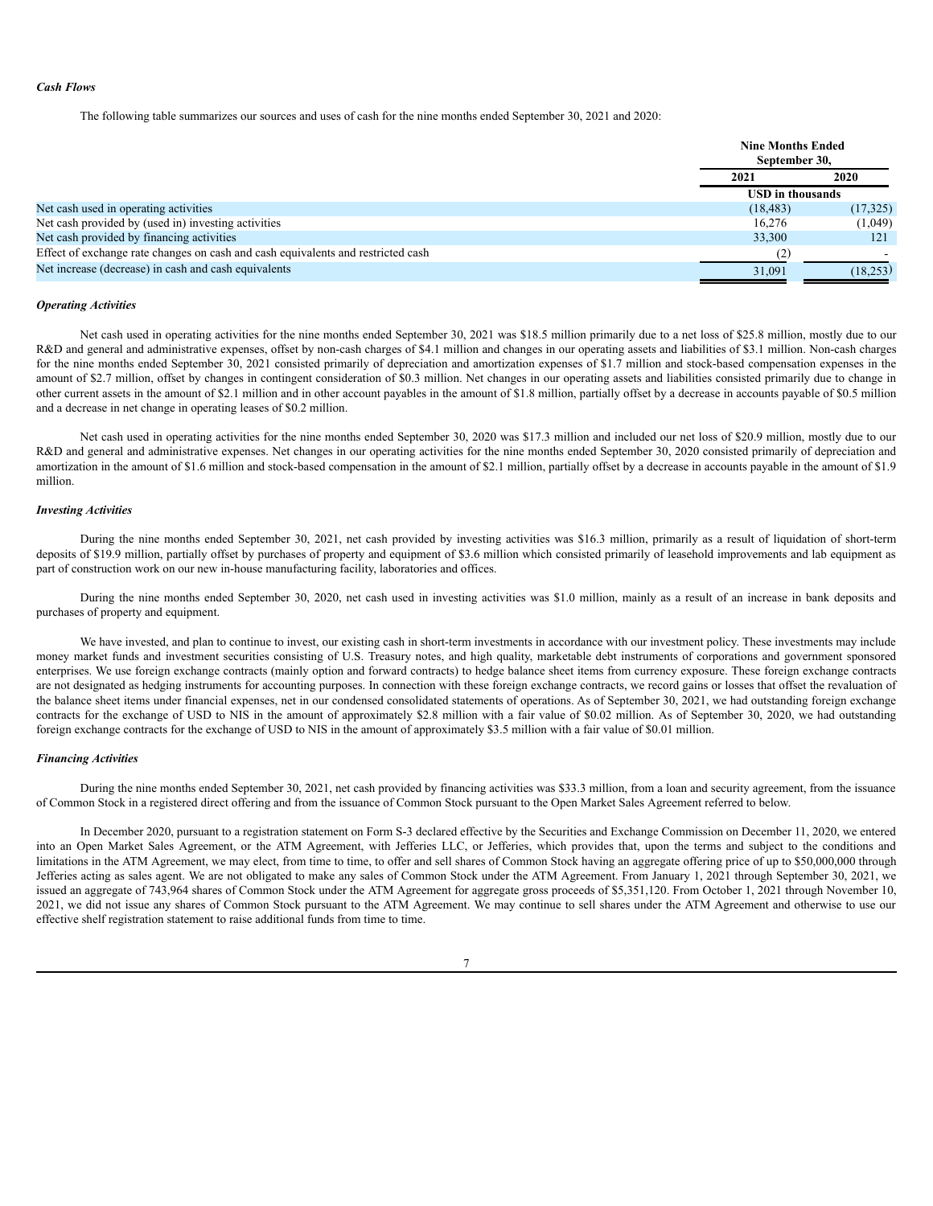*Cash Flows*

The following table summarizes our sources and uses of cash for the nine months ended September 30, 2021 and 2020:

| | Nine Months Ended September 30, | |
|---|---|---|
| | 2021 | 2020 |
| | USD in thousands | |
| Net cash used in operating activities | (18,483) | (17,325) |
| Net cash provided by (used in) investing activities | 16,276 | (1,049) |
| Net cash provided by financing activities | 33,300 | 121 |
| Effect of exchange rate changes on cash and cash equivalents and restricted cash | (2) | - |
| Net increase (decrease) in cash and cash equivalents | 31,091 | (18,253) |

*Operating Activities*

Net cash used in operating activities for the nine months ended September 30, 2021 was $18.5 million primarily due to a net loss of $25.8 million, mostly due to our R&D and general and administrative expenses, offset by non-cash charges of $4.1 million and changes in our operating assets and liabilities of $3.1 million. Non-cash charges for the nine months ended September 30, 2021 consisted primarily of depreciation and amortization expenses of $1.7 million and stock-based compensation expenses in the amount of $2.7 million, offset by changes in contingent consideration of $0.3 million. Net changes in our operating assets and liabilities consisted primarily due to change in other current assets in the amount of $2.1 million and in other account payables in the amount of $1.8 million, partially offset by a decrease in accounts payable of $0.5 million and a decrease in net change in operating leases of $0.2 million.

Net cash used in operating activities for the nine months ended September 30, 2020 was $17.3 million and included our net loss of $20.9 million, mostly due to our R&D and general and administrative expenses. Net changes in our operating activities for the nine months ended September 30, 2020 consisted primarily of depreciation and amortization in the amount of $1.6 million and stock-based compensation in the amount of $2.1 million, partially offset by a decrease in accounts payable in the amount of $1.9 million.

*Investing Activities*

During the nine months ended September 30, 2021, net cash provided by investing activities was $16.3 million, primarily as a result of liquidation of short-term deposits of $19.9 million, partially offset by purchases of property and equipment of $3.6 million which consisted primarily of leasehold improvements and lab equipment as part of construction work on our new in-house manufacturing facility, laboratories and offices.

During the nine months ended September 30, 2020, net cash used in investing activities was $1.0 million, mainly as a result of an increase in bank deposits and purchases of property and equipment.

We have invested, and plan to continue to invest, our existing cash in short-term investments in accordance with our investment policy. These investments may include money market funds and investment securities consisting of U.S. Treasury notes, and high quality, marketable debt instruments of corporations and government sponsored enterprises. We use foreign exchange contracts (mainly option and forward contracts) to hedge balance sheet items from currency exposure. These foreign exchange contracts are not designated as hedging instruments for accounting purposes. In connection with these foreign exchange contracts, we record gains or losses that offset the revaluation of the balance sheet items under financial expenses, net in our condensed consolidated statements of operations. As of September 30, 2021, we had outstanding foreign exchange contracts for the exchange of USD to NIS in the amount of approximately $2.8 million with a fair value of $0.02 million. As of September 30, 2020, we had outstanding foreign exchange contracts for the exchange of USD to NIS in the amount of approximately $3.5 million with a fair value of $0.01 million.

*Financing Activities*

During the nine months ended September 30, 2021, net cash provided by financing activities was $33.3 million, from a loan and security agreement, from the issuance of Common Stock in a registered direct offering and from the issuance of Common Stock pursuant to the Open Market Sales Agreement referred to below.

In December 2020, pursuant to a registration statement on Form S-3 declared effective by the Securities and Exchange Commission on December 11, 2020, we entered into an Open Market Sales Agreement, or the ATM Agreement, with Jefferies LLC, or Jefferies, which provides that, upon the terms and subject to the conditions and limitations in the ATM Agreement, we may elect, from time to time, to offer and sell shares of Common Stock having an aggregate offering price of up to $50,000,000 through Jefferies acting as sales agent. We are not obligated to make any sales of Common Stock under the ATM Agreement. From January 1, 2021 through September 30, 2021, we issued an aggregate of 743,964 shares of Common Stock under the ATM Agreement for aggregate gross proceeds of $5,351,120. From October 1, 2021 through November 10, 2021, we did not issue any shares of Common Stock pursuant to the ATM Agreement. We may continue to sell shares under the ATM Agreement and otherwise to use our effective shelf registration statement to raise additional funds from time to time.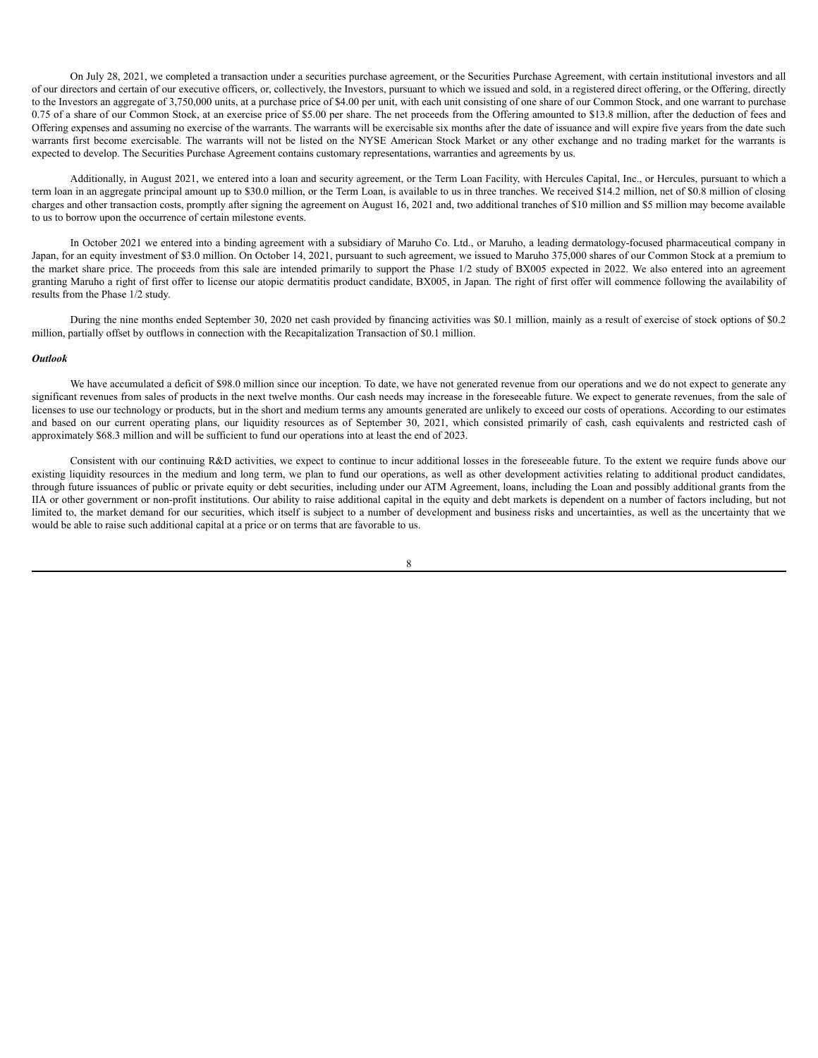On July 28, 2021, we completed a transaction under a securities purchase agreement, or the Securities Purchase Agreement, with certain institutional investors and all of our directors and certain of our executive officers, or, collectively, the Investors, pursuant to which we issued and sold, in a registered direct offering, or the Offering, directly to the Investors an aggregate of 3,750,000 units, at a purchase price of $4.00 per unit, with each unit consisting of one share of our Common Stock, and one warrant to purchase 0.75 of a share of our Common Stock, at an exercise price of $5.00 per share. The net proceeds from the Offering amounted to $13.8 million, after the deduction of fees and Offering expenses and assuming no exercise of the warrants. The warrants will be exercisable six months after the date of issuance and will expire five years from the date such warrants first become exercisable. The warrants will not be listed on the NYSE American Stock Market or any other exchange and no trading market for the warrants is expected to develop. The Securities Purchase Agreement contains customary representations, warranties and agreements by us.

Additionally, in August 2021, we entered into a loan and security agreement, or the Term Loan Facility, with Hercules Capital, Inc., or Hercules, pursuant to which a term loan in an aggregate principal amount up to $30.0 million, or the Term Loan, is available to us in three tranches. We received $14.2 million, net of $0.8 million of closing charges and other transaction costs, promptly after signing the agreement on August 16, 2021 and, two additional tranches of $10 million and $5 million may become available to us to borrow upon the occurrence of certain milestone events.

In October 2021 we entered into a binding agreement with a subsidiary of Maruho Co. Ltd., or Maruho, a leading dermatology-focused pharmaceutical company in Japan, for an equity investment of $3.0 million. On October 14, 2021, pursuant to such agreement, we issued to Maruho 375,000 shares of our Common Stock at a premium to the market share price. The proceeds from this sale are intended primarily to support the Phase 1/2 study of BX005 expected in 2022. We also entered into an agreement granting Maruho a right of first offer to license our atopic dermatitis product candidate, BX005, in Japan. The right of first offer will commence following the availability of results from the Phase 1/2 study.

During the nine months ended September 30, 2020 net cash provided by financing activities was $0.1 million, mainly as a result of exercise of stock options of $0.2 million, partially offset by outflows in connection with the Recapitalization Transaction of $0.1 million.

***Outlook***

We have accumulated a deficit of $98.0 million since our inception. To date, we have not generated revenue from our operations and we do not expect to generate any significant revenues from sales of products in the next twelve months. Our cash needs may increase in the foreseeable future. We expect to generate revenues, from the sale of licenses to use our technology or products, but in the short and medium terms any amounts generated are unlikely to exceed our costs of operations. According to our estimates and based on our current operating plans, our liquidity resources as of September 30, 2021, which consisted primarily of cash, cash equivalents and restricted cash of approximately $68.3 million and will be sufficient to fund our operations into at least the end of 2023.

Consistent with our continuing R&D activities, we expect to continue to incur additional losses in the foreseeable future. To the extent we require funds above our existing liquidity resources in the medium and long term, we plan to fund our operations, as well as other development activities relating to additional product candidates, through future issuances of public or private equity or debt securities, including under our ATM Agreement, loans, including the Loan and possibly additional grants from the IIA or other government or non-profit institutions. Our ability to raise additional capital in the equity and debt markets is dependent on a number of factors including, but not limited to, the market demand for our securities, which itself is subject to a number of development and business risks and uncertainties, as well as the uncertainty that we would be able to raise such additional capital at a price or on terms that are favorable to us.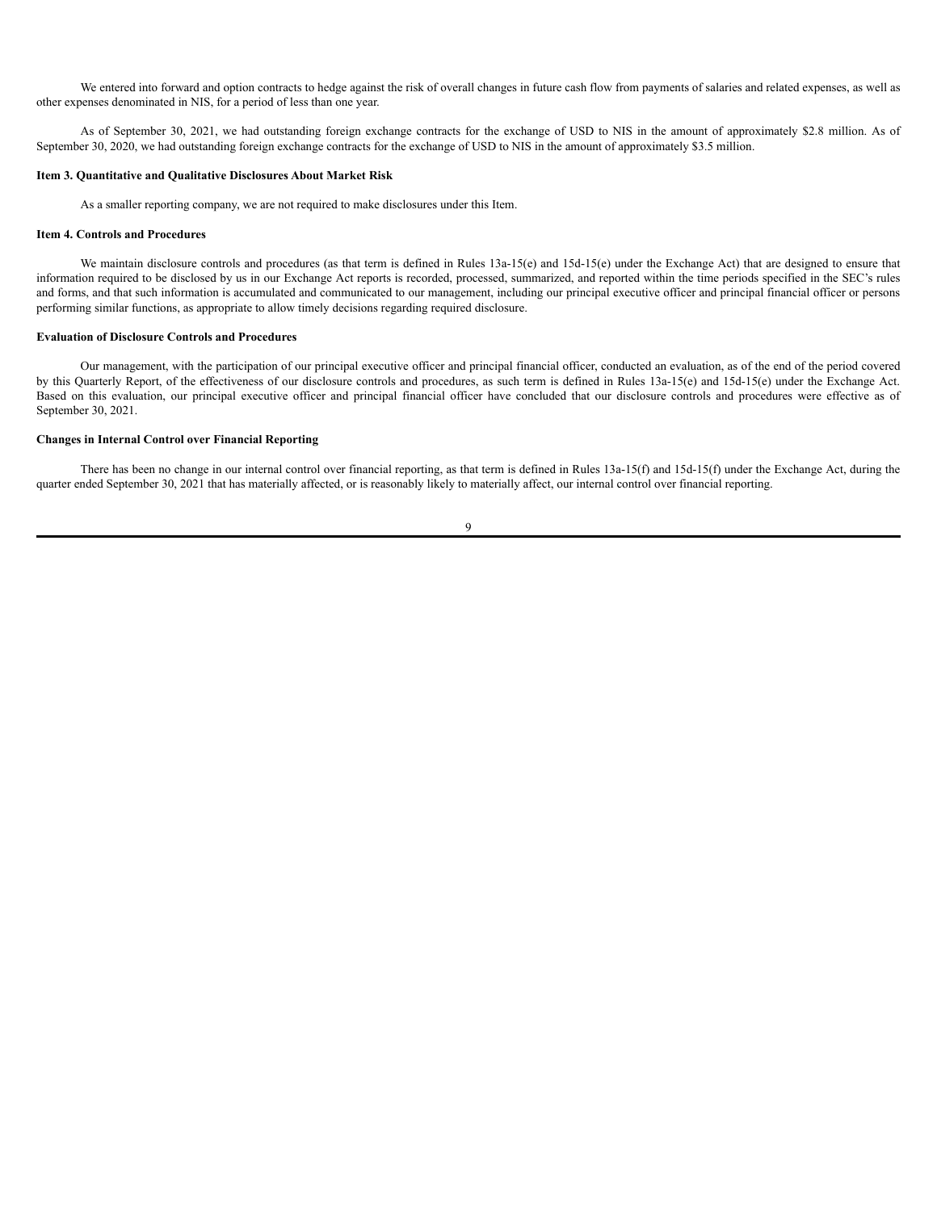We entered into forward and option contracts to hedge against the risk of overall changes in future cash flow from payments of salaries and related expenses, as well as other expenses denominated in NIS, for a period of less than one year.

As of September 30, 2021, we had outstanding foreign exchange contracts for the exchange of USD to NIS in the amount of approximately $2.8 million. As of September 30, 2020, we had outstanding foreign exchange contracts for the exchange of USD to NIS in the amount of approximately $3.5 million.

**Item 3. Quantitative and Qualitative Disclosures About Market Risk**

As a smaller reporting company, we are not required to make disclosures under this Item.

**Item 4. Controls and Procedures**

We maintain disclosure controls and procedures (as that term is defined in Rules 13a-15(e) and 15d-15(e) under the Exchange Act) that are designed to ensure that information required to be disclosed by us in our Exchange Act reports is recorded, processed, summarized, and reported within the time periods specified in the SEC's rules and forms, and that such information is accumulated and communicated to our management, including our principal executive officer and principal financial officer or persons performing similar functions, as appropriate to allow timely decisions regarding required disclosure.

**Evaluation of Disclosure Controls and Procedures**

Our management, with the participation of our principal executive officer and principal financial officer, conducted an evaluation, as of the end of the period covered by this Quarterly Report, of the effectiveness of our disclosure controls and procedures, as such term is defined in Rules 13a-15(e) and 15d-15(e) under the Exchange Act. Based on this evaluation, our principal executive officer and principal financial officer have concluded that our disclosure controls and procedures were effective as of September 30, 2021.

**Changes in Internal Control over Financial Reporting**

There has been no change in our internal control over financial reporting, as that term is defined in Rules 13a-15(f) and 15d-15(f) under the Exchange Act, during the quarter ended September 30, 2021 that has materially affected, or is reasonably likely to materially affect, our internal control over financial reporting.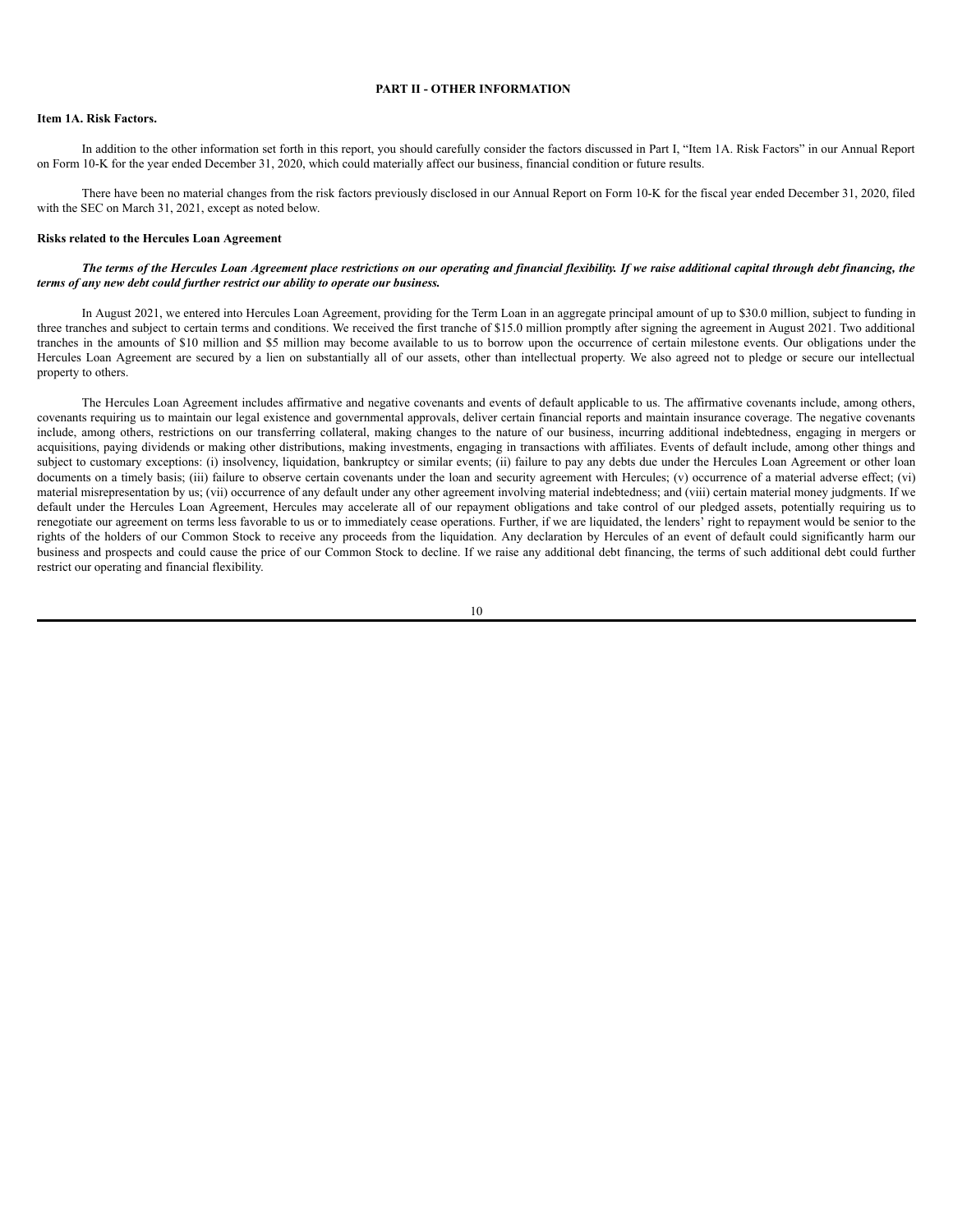## PART II - OTHER INFORMATION

### Item 1A. Risk Factors.

In addition to the other information set forth in this report, you should carefully consider the factors discussed in Part I, "Item 1A. Risk Factors" in our Annual Report on Form 10-K for the year ended December 31, 2020, which could materially affect our business, financial condition or future results.

There have been no material changes from the risk factors previously disclosed in our Annual Report on Form 10-K for the fiscal year ended December 31, 2020, filed with the SEC on March 31, 2021, except as noted below.

**Risks related to the Hercules Loan Agreement**

***The terms of the Hercules Loan Agreement place restrictions on our operating and financial flexibility. If we raise additional capital through debt financing, the terms of any new debt could further restrict our ability to operate our business.***

In August 2021, we entered into Hercules Loan Agreement, providing for the Term Loan in an aggregate principal amount of up to $30.0 million, subject to funding in three tranches and subject to certain terms and conditions. We received the first tranche of $15.0 million promptly after signing the agreement in August 2021. Two additional tranches in the amounts of $10 million and $5 million may become available to us to borrow upon the occurrence of certain milestone events. Our obligations under the Hercules Loan Agreement are secured by a lien on substantially all of our assets, other than intellectual property. We also agreed not to pledge or secure our intellectual property to others.

The Hercules Loan Agreement includes affirmative and negative covenants and events of default applicable to us. The affirmative covenants include, among others, covenants requiring us to maintain our legal existence and governmental approvals, deliver certain financial reports and maintain insurance coverage. The negative covenants include, among others, restrictions on our transferring collateral, making changes to the nature of our business, incurring additional indebtedness, engaging in mergers or acquisitions, paying dividends or making other distributions, making investments, engaging in transactions with affiliates. Events of default include, among other things and subject to customary exceptions: (i) insolvency, liquidation, bankruptcy or similar events; (ii) failure to pay any debts due under the Hercules Loan Agreement or other loan documents on a timely basis; (iii) failure to observe certain covenants under the loan and security agreement with Hercules; (v) occurrence of a material adverse effect; (vi) material misrepresentation by us; (vii) occurrence of any default under any other agreement involving material indebtedness; and (viii) certain material money judgments. If we default under the Hercules Loan Agreement, Hercules may accelerate all of our repayment obligations and take control of our pledged assets, potentially requiring us to renegotiate our agreement on terms less favorable to us or to immediately cease operations. Further, if we are liquidated, the lenders' right to repayment would be senior to the rights of the holders of our Common Stock to receive any proceeds from the liquidation. Any declaration by Hercules of an event of default could significantly harm our business and prospects and could cause the price of our Common Stock to decline. If we raise any additional debt financing, the terms of such additional debt could further restrict our operating and financial flexibility.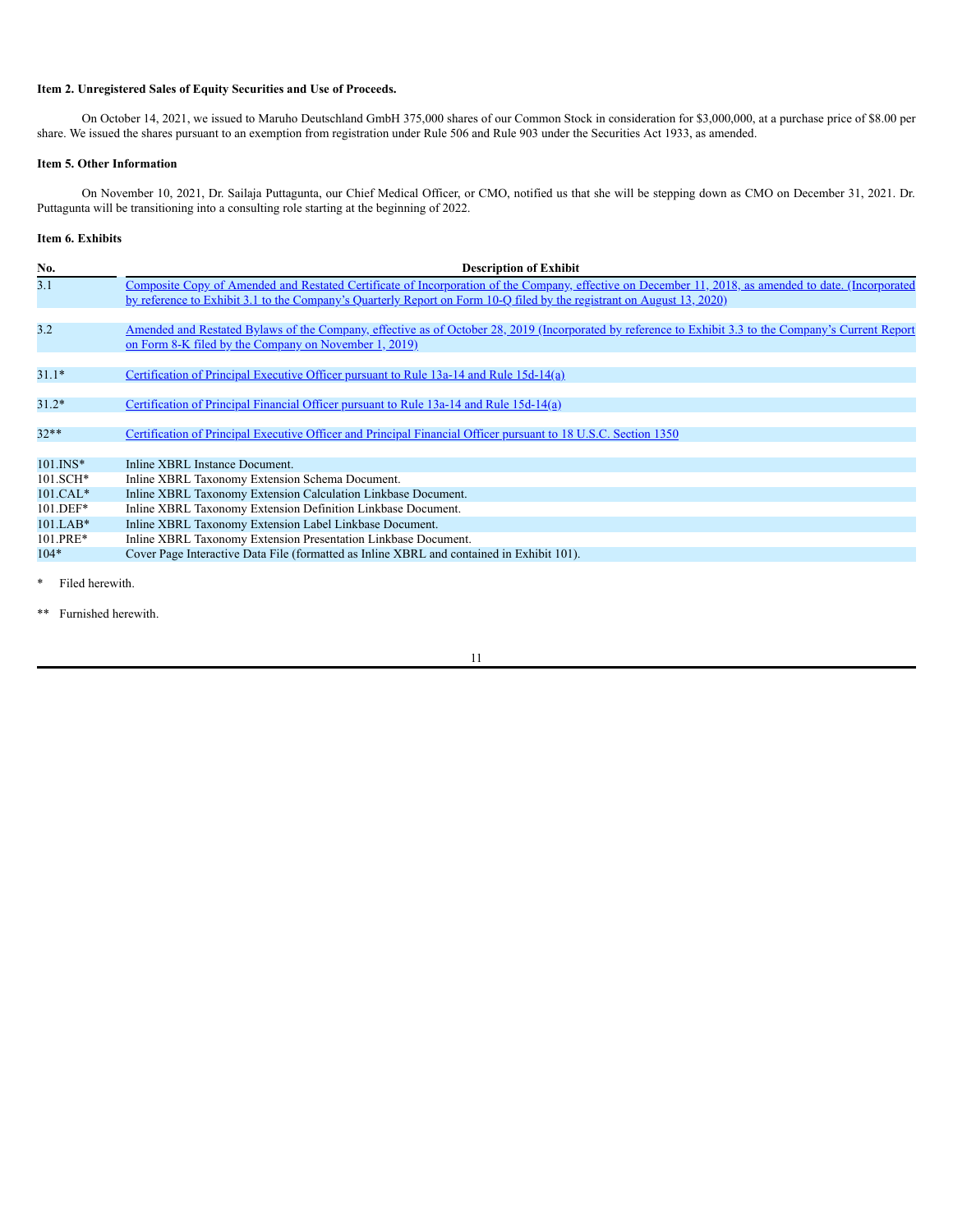### Item 2. Unregistered Sales of Equity Securities and Use of Proceeds.

On October 14, 2021, we issued to Maruho Deutschland GmbH 375,000 shares of our Common Stock in consideration for $3,000,000, at a purchase price of $8.00 per share. We issued the shares pursuant to an exemption from registration under Rule 506 and Rule 903 under the Securities Act 1933, as amended.

### Item 5. Other Information

On November 10, 2021, Dr. Sailaja Puttagunta, our Chief Medical Officer, or CMO, notified us that she will be stepping down as CMO on December 31, 2021. Dr. Puttagunta will be transitioning into a consulting role starting at the beginning of 2022.

### Item 6. Exhibits

| No. | Description of Exhibit |
|---|---|
| 3.1 | Composite Copy of Amended and Restated Certificate of Incorporation of the Company, effective on December 11, 2018, as amended to date. (Incorporated by reference to Exhibit 3.1 to the Company's Quarterly Report on Form 10-Q filed by the registrant on August 13, 2020) |
| 3.2 | Amended and Restated Bylaws of the Company, effective as of October 28, 2019 (Incorporated by reference to Exhibit 3.3 to the Company's Current Report on Form 8-K filed by the Company on November 1, 2019) |
| 31.1* | Certification of Principal Executive Officer pursuant to Rule 13a-14 and Rule 15d-14(a) |
| 31.2* | Certification of Principal Financial Officer pursuant to Rule 13a-14 and Rule 15d-14(a) |
| 32** | Certification of Principal Executive Officer and Principal Financial Officer pursuant to 18 U.S.C. Section 1350 |
| 101.INS* | Inline XBRL Instance Document. |
| 101.SCH* | Inline XBRL Taxonomy Extension Schema Document. |
| 101.CAL* | Inline XBRL Taxonomy Extension Calculation Linkbase Document. |
| 101.DEF* | Inline XBRL Taxonomy Extension Definition Linkbase Document. |
| 101.LAB* | Inline XBRL Taxonomy Extension Label Linkbase Document. |
| 101.PRE* | Inline XBRL Taxonomy Extension Presentation Linkbase Document. |
| 104* | Cover Page Interactive Data File (formatted as Inline XBRL and contained in Exhibit 101). |

\* Filed herewith.

** Furnished herewith.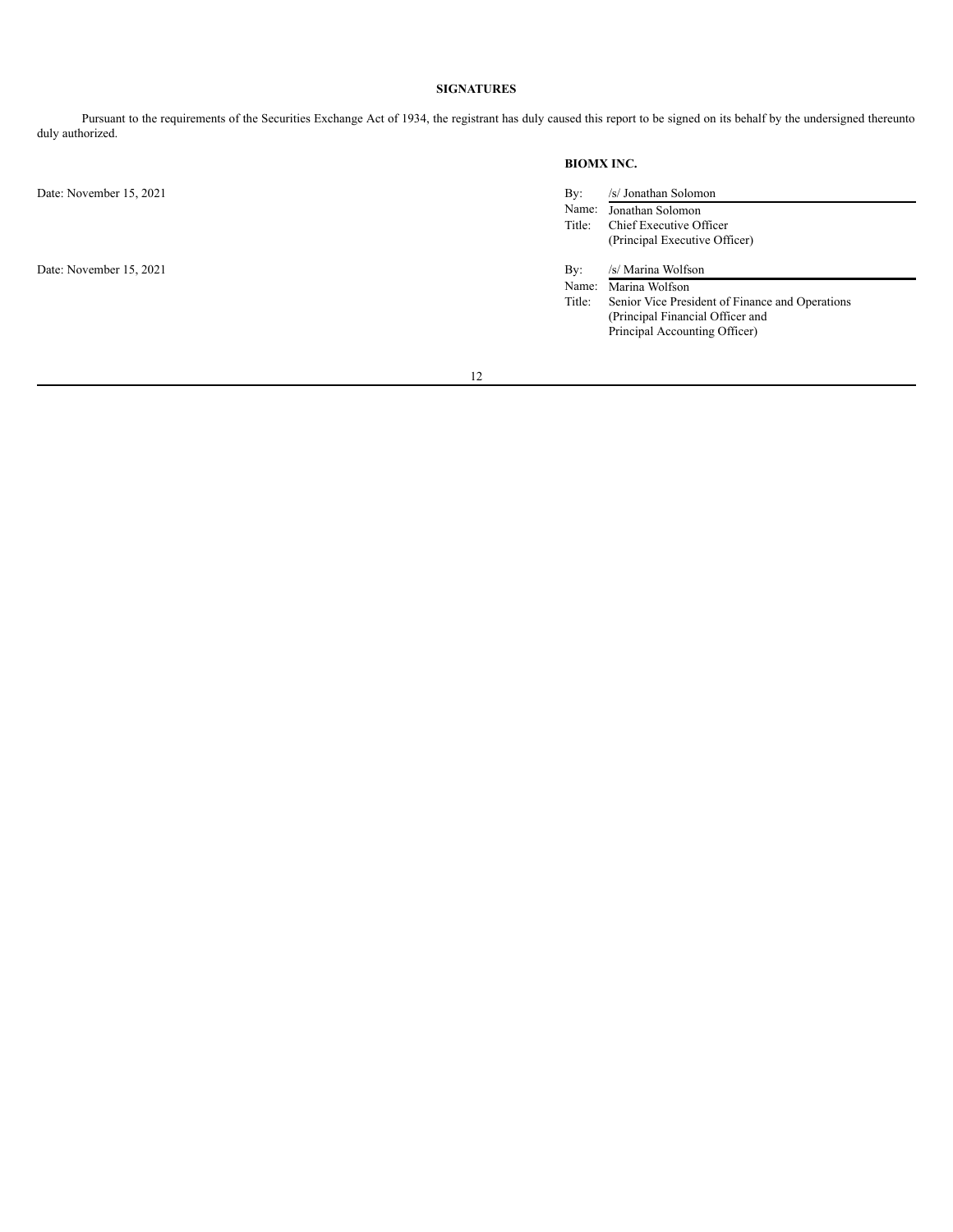## SIGNATURES

Pursuant to the requirements of the Securities Exchange Act of 1934, the registrant has duly caused this report to be signed on its behalf by the undersigned thereunto duly authorized.

**BIOMX INC.**

Date: November 15, 2021

By: /s/ Jonathan Solomon
Name: Jonathan Solomon
Title: Chief Executive Officer
(Principal Executive Officer)

Date: November 15, 2021

By: /s/ Marina Wolfson
Name: Marina Wolfson
Title: Senior Vice President of Finance and Operations
(Principal Financial Officer and
Principal Accounting Officer)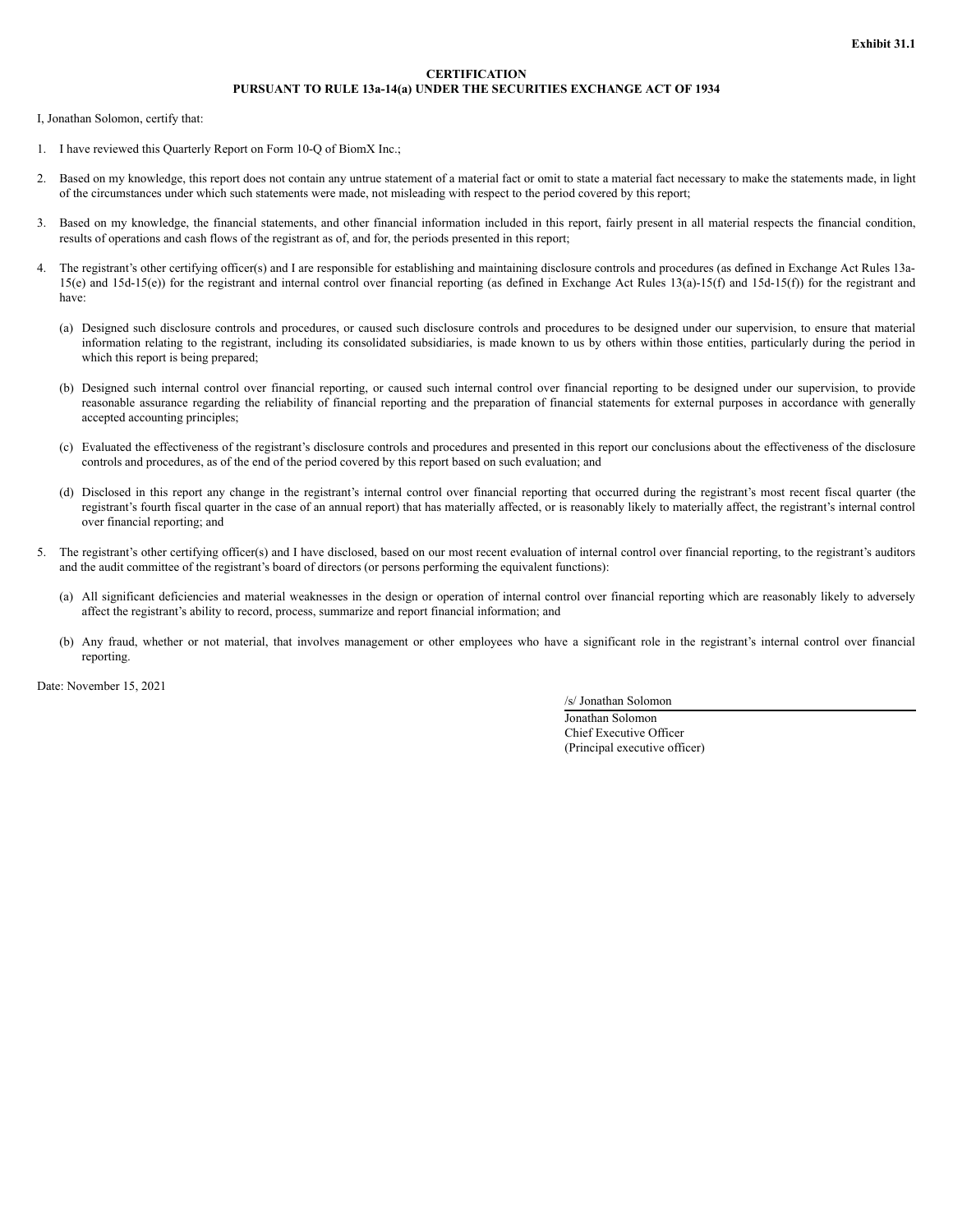**Exhibit 31.1**

**CERTIFICATION**
**PURSUANT TO RULE 13a-14(a) UNDER THE SECURITIES EXCHANGE ACT OF 1934**

I, Jonathan Solomon, certify that:

1. I have reviewed this Quarterly Report on Form 10-Q of BiomX Inc.;

2. Based on my knowledge, this report does not contain any untrue statement of a material fact or omit to state a material fact necessary to make the statements made, in light of the circumstances under which such statements were made, not misleading with respect to the period covered by this report;

3. Based on my knowledge, the financial statements, and other financial information included in this report, fairly present in all material respects the financial condition, results of operations and cash flows of the registrant as of, and for, the periods presented in this report;

4. The registrant's other certifying officer(s) and I are responsible for establishing and maintaining disclosure controls and procedures (as defined in Exchange Act Rules 13a-15(e) and 15d-15(e)) for the registrant and internal control over financial reporting (as defined in Exchange Act Rules 13(a)-15(f) and 15d-15(f)) for the registrant and have:

   (a) Designed such disclosure controls and procedures, or caused such disclosure controls and procedures to be designed under our supervision, to ensure that material information relating to the registrant, including its consolidated subsidiaries, is made known to us by others within those entities, particularly during the period in which this report is being prepared;

   (b) Designed such internal control over financial reporting, or caused such internal control over financial reporting to be designed under our supervision, to provide reasonable assurance regarding the reliability of financial reporting and the preparation of financial statements for external purposes in accordance with generally accepted accounting principles;

   (c) Evaluated the effectiveness of the registrant's disclosure controls and procedures and presented in this report our conclusions about the effectiveness of the disclosure controls and procedures, as of the end of the period covered by this report based on such evaluation; and

   (d) Disclosed in this report any change in the registrant's internal control over financial reporting that occurred during the registrant's most recent fiscal quarter (the registrant's fourth fiscal quarter in the case of an annual report) that has materially affected, or is reasonably likely to materially affect, the registrant's internal control over financial reporting; and

5. The registrant's other certifying officer(s) and I have disclosed, based on our most recent evaluation of internal control over financial reporting, to the registrant's auditors and the audit committee of the registrant's board of directors (or persons performing the equivalent functions):

   (a) All significant deficiencies and material weaknesses in the design or operation of internal control over financial reporting which are reasonably likely to adversely affect the registrant's ability to record, process, summarize and report financial information; and

   (b) Any fraud, whether or not material, that involves management or other employees who have a significant role in the registrant's internal control over financial reporting.

Date: November 15, 2021

/s/ Jonathan Solomon
Jonathan Solomon
Chief Executive Officer
(Principal executive officer)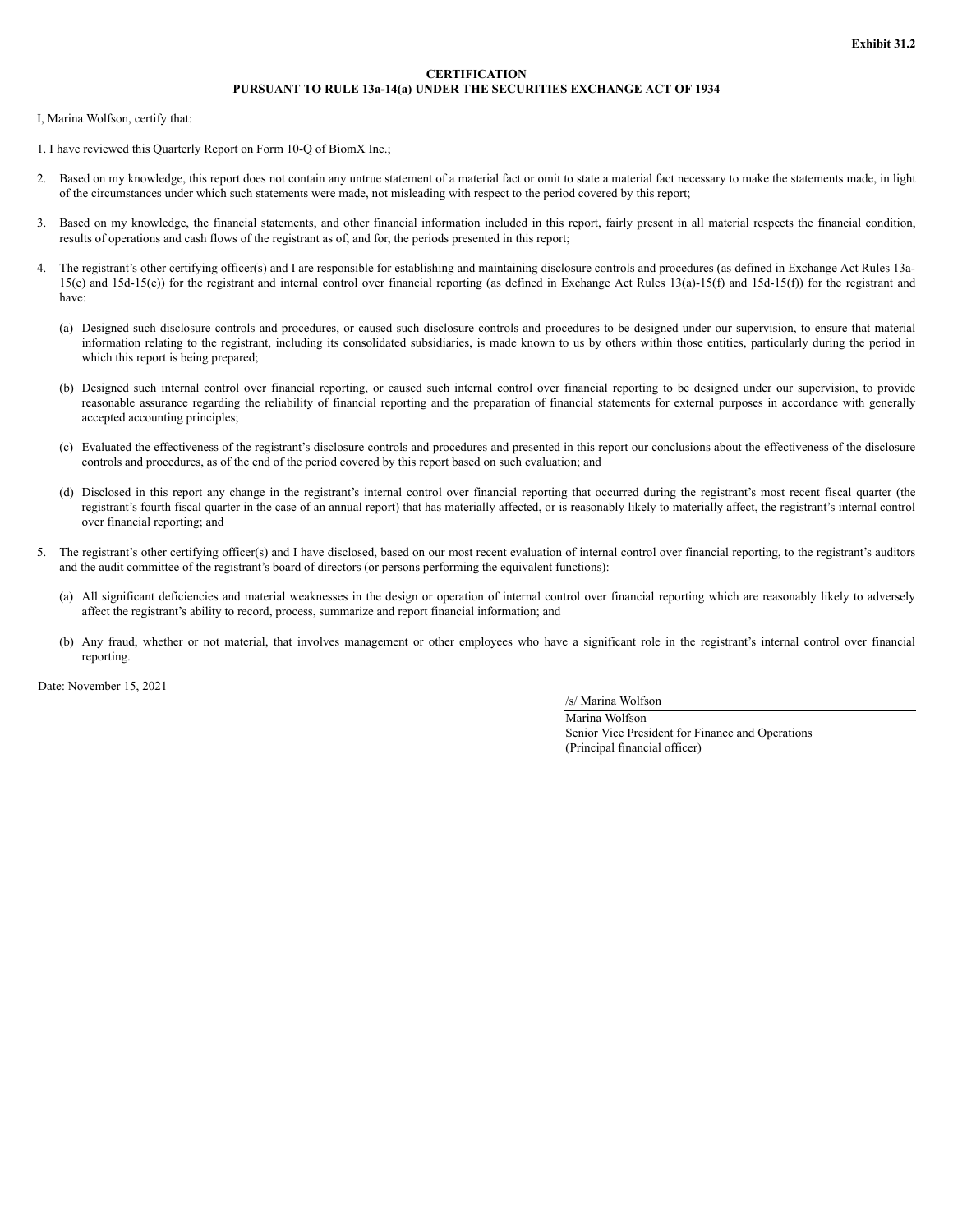**Exhibit 31.2**

**CERTIFICATION**
**PURSUANT TO RULE 13a-14(a) UNDER THE SECURITIES EXCHANGE ACT OF 1934**

I, Marina Wolfson, certify that:

1. I have reviewed this Quarterly Report on Form 10-Q of BiomX Inc.;

2. Based on my knowledge, this report does not contain any untrue statement of a material fact or omit to state a material fact necessary to make the statements made, in light of the circumstances under which such statements were made, not misleading with respect to the period covered by this report;

3. Based on my knowledge, the financial statements, and other financial information included in this report, fairly present in all material respects the financial condition, results of operations and cash flows of the registrant as of, and for, the periods presented in this report;

4. The registrant's other certifying officer(s) and I are responsible for establishing and maintaining disclosure controls and procedures (as defined in Exchange Act Rules 13a-15(e) and 15d-15(e)) for the registrant and internal control over financial reporting (as defined in Exchange Act Rules 13(a)-15(f) and 15d-15(f)) for the registrant and have:

   (a) Designed such disclosure controls and procedures, or caused such disclosure controls and procedures to be designed under our supervision, to ensure that material information relating to the registrant, including its consolidated subsidiaries, is made known to us by others within those entities, particularly during the period in which this report is being prepared;

   (b) Designed such internal control over financial reporting, or caused such internal control over financial reporting to be designed under our supervision, to provide reasonable assurance regarding the reliability of financial reporting and the preparation of financial statements for external purposes in accordance with generally accepted accounting principles;

   (c) Evaluated the effectiveness of the registrant's disclosure controls and procedures and presented in this report our conclusions about the effectiveness of the disclosure controls and procedures, as of the end of the period covered by this report based on such evaluation; and

   (d) Disclosed in this report any change in the registrant's internal control over financial reporting that occurred during the registrant's most recent fiscal quarter (the registrant's fourth fiscal quarter in the case of an annual report) that has materially affected, or is reasonably likely to materially affect, the registrant's internal control over financial reporting; and

5. The registrant's other certifying officer(s) and I have disclosed, based on our most recent evaluation of internal control over financial reporting, to the registrant's auditors and the audit committee of the registrant's board of directors (or persons performing the equivalent functions):

   (a) All significant deficiencies and material weaknesses in the design or operation of internal control over financial reporting which are reasonably likely to adversely affect the registrant's ability to record, process, summarize and report financial information; and

   (b) Any fraud, whether or not material, that involves management or other employees who have a significant role in the registrant's internal control over financial reporting.

Date: November 15, 2021

/s/ Marina Wolfson
Marina Wolfson
Senior Vice President for Finance and Operations
(Principal financial officer)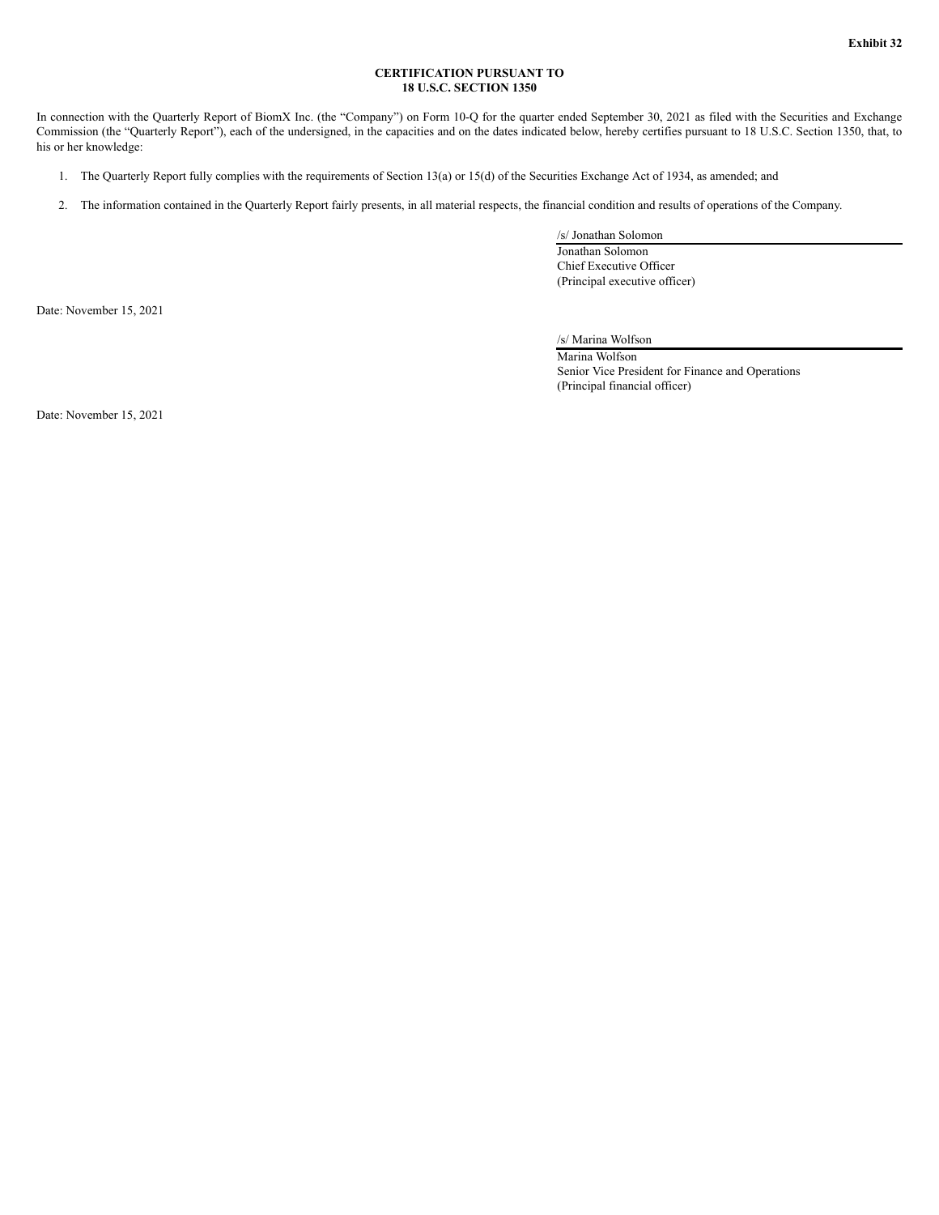**Exhibit 32**

**CERTIFICATION PURSUANT TO**
**18 U.S.C. SECTION 1350**

In connection with the Quarterly Report of BiomX Inc. (the "Company") on Form 10-Q for the quarter ended September 30, 2021 as filed with the Securities and Exchange Commission (the "Quarterly Report"), each of the undersigned, in the capacities and on the dates indicated below, hereby certifies pursuant to 18 U.S.C. Section 1350, that, to his or her knowledge:

1. The Quarterly Report fully complies with the requirements of Section 13(a) or 15(d) of the Securities Exchange Act of 1934, as amended; and

2. The information contained in the Quarterly Report fairly presents, in all material respects, the financial condition and results of operations of the Company.

/s/ Jonathan Solomon
Jonathan Solomon
Chief Executive Officer
(Principal executive officer)

Date: November 15, 2021

/s/ Marina Wolfson
Marina Wolfson
Senior Vice President for Finance and Operations
(Principal financial officer)

Date: November 15, 2021